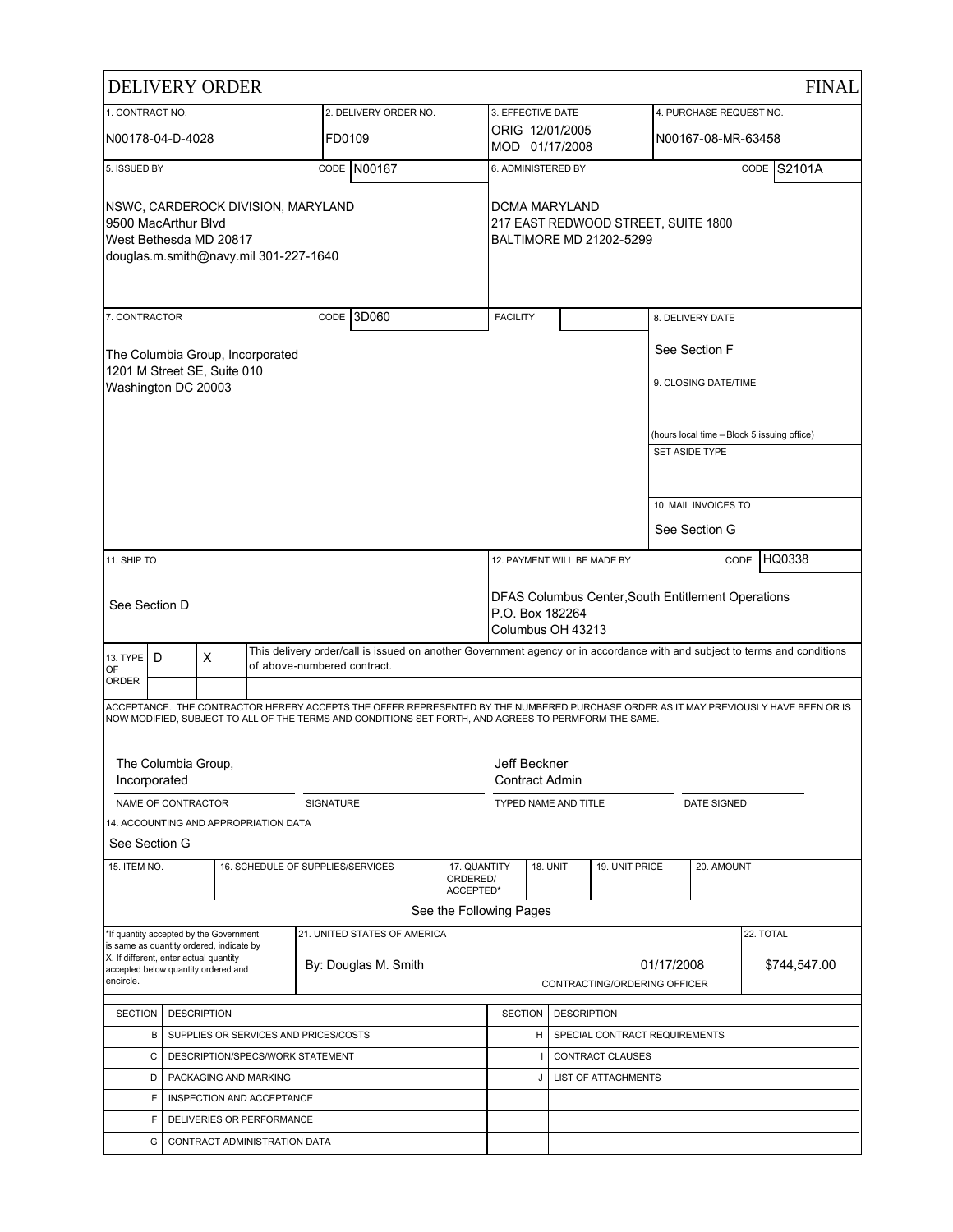# DELIVERY ORDER

**FINAL**

| 1. CONTRACT NO. | 2. DELIVERY ORDER NO. | 3. EFFECTIVE DATE | 4. PURCHASE REQUEST NO. |
|---|---|---|---|
| N00178-04-D-4028 | FD0109 | ORIG 12/01/2005<br>MOD 01/17/2008 | N00167-08-MR-63458 |

| 5. ISSUED BY CODE N00167 | 6. ADMINISTERED BY CODE S2101A |
|---|---|
| NSWC, CARDEROCK DIVISION, MARYLAND<br>9500 MacArthur Blvd<br>West Bethesda MD 20817<br>douglas.m.smith@navy.mil 301-227-1640 | DCMA MARYLAND<br>217 EAST REDWOOD STREET, SUITE 1800<br>BALTIMORE MD 21202-5299 |

| 7. CONTRACTOR CODE 3D060 | FACILITY | 8. DELIVERY DATE |
|---|---|---|
| The Columbia Group, Incorporated<br>1201 M Street SE, Suite 010<br>Washington DC 20003 | | See Section F |

9. CLOSING DATE/TIME

(hours local time – Block 5 issuing office)

SET ASIDE TYPE

10. MAIL INVOICES TO

See Section G

| 11. SHIP TO | 12. PAYMENT WILL BE MADE BY CODE HQ0338 |
|---|---|
| See Section D | DFAS Columbus Center,South Entitlement Operations<br>P.O. Box 182264<br>Columbus OH 43213 |

| 13. TYPE OF ORDER | D | X | This delivery order/call is issued on another Government agency or in accordance with and subject to terms and conditions of above-numbered contract. |
|---|---|---|---|

ACCEPTANCE. THE CONTRACTOR HEREBY ACCEPTS THE OFFER REPRESENTED BY THE NUMBERED PURCHASE ORDER AS IT MAY PREVIOUSLY HAVE BEEN OR IS NOW MODIFIED, SUBJECT TO ALL OF THE TERMS AND CONDITIONS SET FORTH, AND AGREES TO PERMFORM THE SAME.

| The Columbia Group, Incorporated | | Jeff Beckner<br>Contract Admin | |
|---|---|---|---|
| NAME OF CONTRACTOR | SIGNATURE | TYPED NAME AND TITLE | DATE SIGNED |

14. ACCOUNTING AND APPROPRIATION DATA

See Section G

| 15. ITEM NO. | 16. SCHEDULE OF SUPPLIES/SERVICES | 17. QUANTITY ORDERED/ ACCEPTED* | 18. UNIT | 19. UNIT PRICE | 20. AMOUNT |
|---|---|---|---|---|---|

See the Following Pages

| *If quantity accepted by the Government is same as quantity ordered, indicate by X. If different, enter actual quantity accepted below quantity ordered and encircle. | 21. UNITED STATES OF AMERICA<br>By: Douglas M. Smith | 01/17/2008<br>CONTRACTING/ORDERING OFFICER | 22. TOTAL<br>$744,547.00 |
|---|---|---|---|

| SECTION | DESCRIPTION | SECTION | DESCRIPTION |
|---|---|---|---|
| B | SUPPLIES OR SERVICES AND PRICES/COSTS | H | SPECIAL CONTRACT REQUIREMENTS |
| C | DESCRIPTION/SPECS/WORK STATEMENT | I | CONTRACT CLAUSES |
| D | PACKAGING AND MARKING | J | LIST OF ATTACHMENTS |
| E | INSPECTION AND ACCEPTANCE | | |
| F | DELIVERIES OR PERFORMANCE | | |
| G | CONTRACT ADMINISTRATION DATA | | |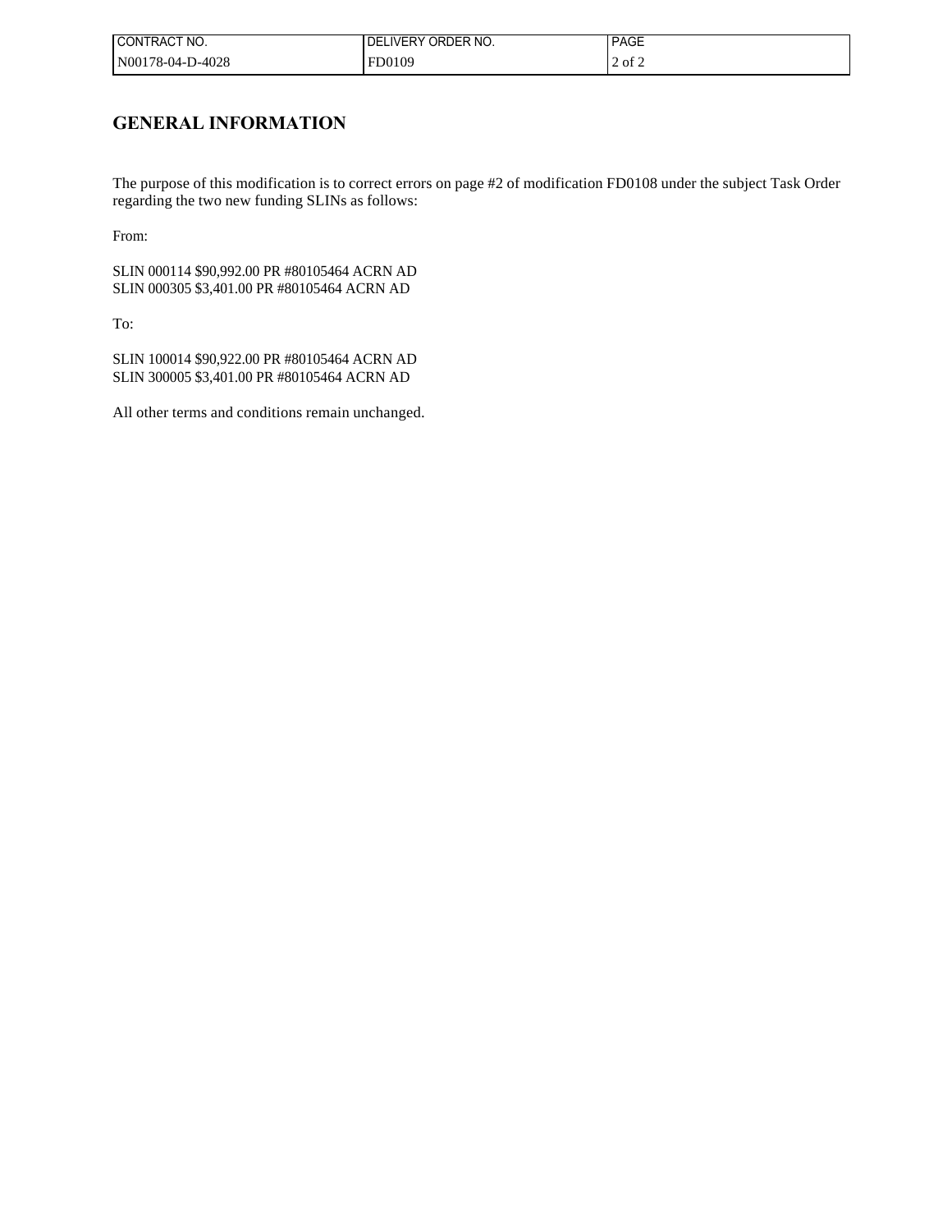## GENERAL INFORMATION

The purpose of this modification is to correct errors on page #2 of modification FD0108 under the subject Task Order regarding the two new funding SLINs as follows:

From:

SLIN 000114 $90,992.00 PR #80105464 ACRN AD
SLIN 000305 $3,401.00 PR #80105464 ACRN AD

To:

SLIN 100014 $90,922.00 PR #80105464 ACRN AD
SLIN 300005 $3,401.00 PR #80105464 ACRN AD

All other terms and conditions remain unchanged.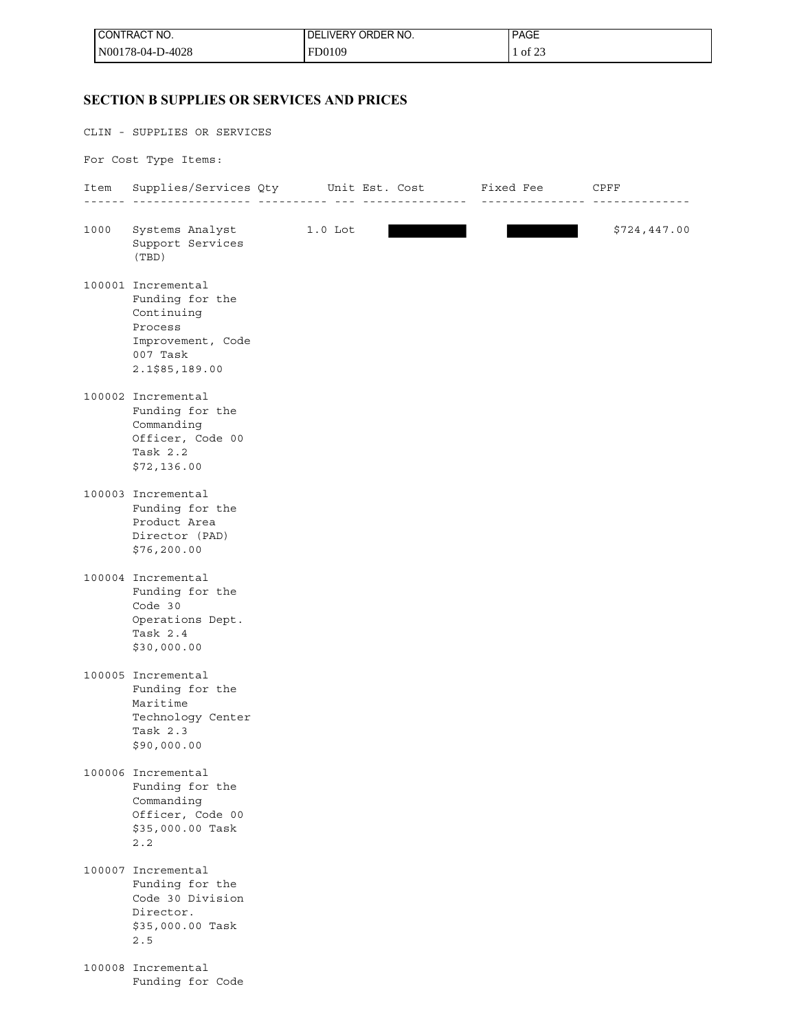| CONTRACT NO. | DELIVERY ORDER NO. | PAGE |
| --- | --- | --- |
| N00178-04-D-4028 | FD0109 | 1 of 23 |

## SECTION B SUPPLIES OR SERVICES AND PRICES

CLIN - SUPPLIES OR SERVICES

For Cost Type Items:

| Item | Supplies/Services | Qty | Unit | Est. Cost | Fixed Fee | CPFF |
| --- | --- | --- | --- | --- | --- | --- |
| 1000 | Systems Analyst Support Services (TBD) | 1.0 | Lot | [REDACTED] | [REDACTED] | $724,447.00 |
| 100001 | Incremental Funding for the Continuing Process Improvement, Code 007 Task 2.1$85,189.00 | | | | | |
| 100002 | Incremental Funding for the Commanding Officer, Code 00 Task 2.2 $72,136.00 | | | | | |
| 100003 | Incremental Funding for the Product Area Director (PAD) $76,200.00 | | | | | |
| 100004 | Incremental Funding for the Code 30 Operations Dept. Task 2.4 $30,000.00 | | | | | |
| 100005 | Incremental Funding for the Maritime Technology Center Task 2.3 $90,000.00 | | | | | |
| 100006 | Incremental Funding for the Commanding Officer, Code 00 $35,000.00 Task 2.2 | | | | | |
| 100007 | Incremental Funding for the Code 30 Division Director. $35,000.00 Task 2.5 | | | | | |
| 100008 | Incremental Funding for Code | | | | | |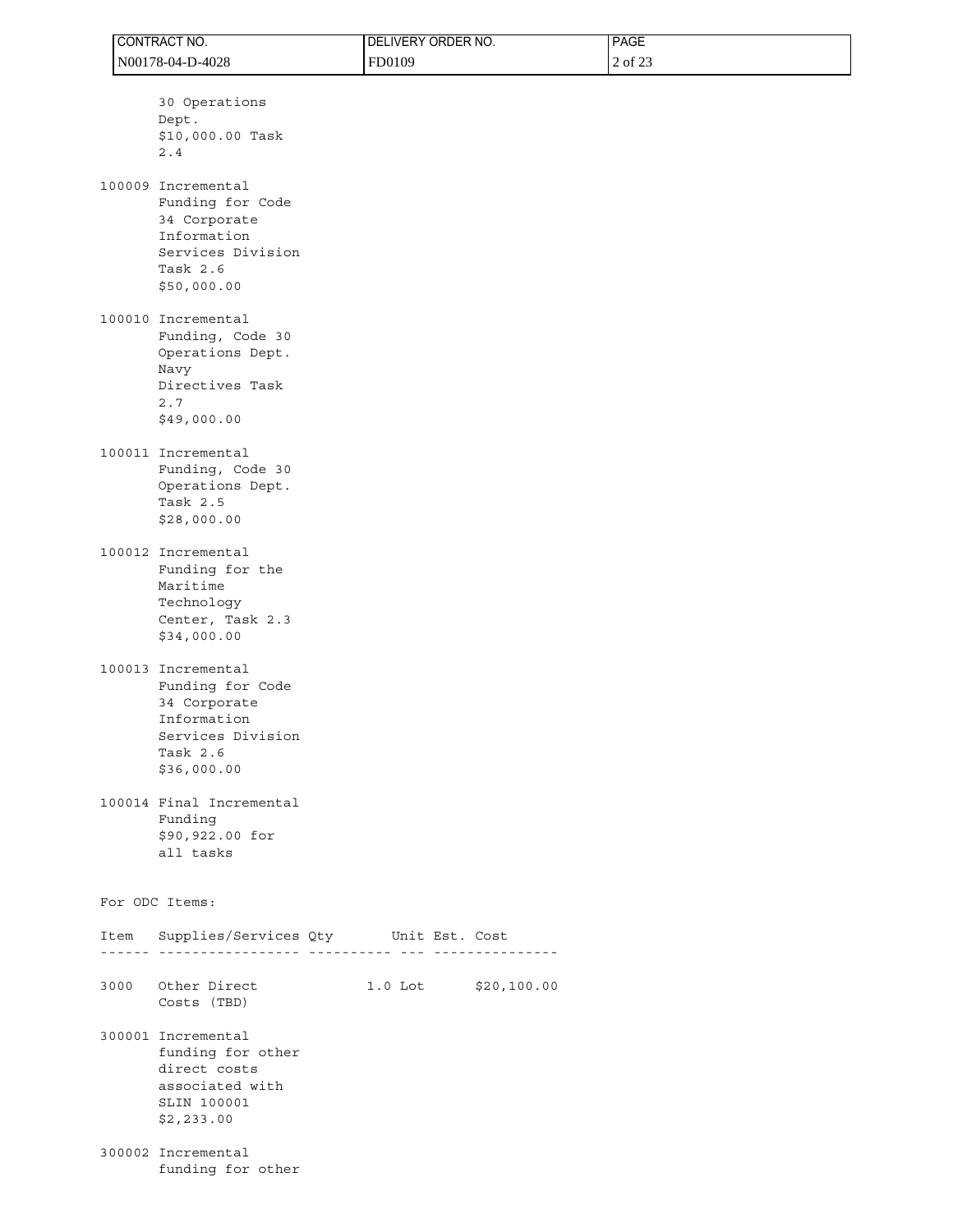30 Operations Dept. $10,000.00 Task 2.4

100009 Incremental Funding for Code 34 Corporate Information Services Division Task 2.6 $50,000.00

100010 Incremental Funding, Code 30 Operations Dept. Navy Directives Task 2.7 $49,000.00

100011 Incremental Funding, Code 30 Operations Dept. Task 2.5 $28,000.00

100012 Incremental Funding for the Maritime Technology Center, Task 2.3 $34,000.00

100013 Incremental Funding for Code 34 Corporate Information Services Division Task 2.6 $36,000.00

100014 Final Incremental Funding $90,922.00 for all tasks

For ODC Items:

| Item | Supplies/Services | Qty | Unit | Est. Cost |
|---|---|---|---|---|
| 3000 | Other Direct Costs (TBD) | 1.0 | Lot | $20,100.00 |

300001 Incremental funding for other direct costs associated with SLIN 100001 $2,233.00

300002 Incremental funding for other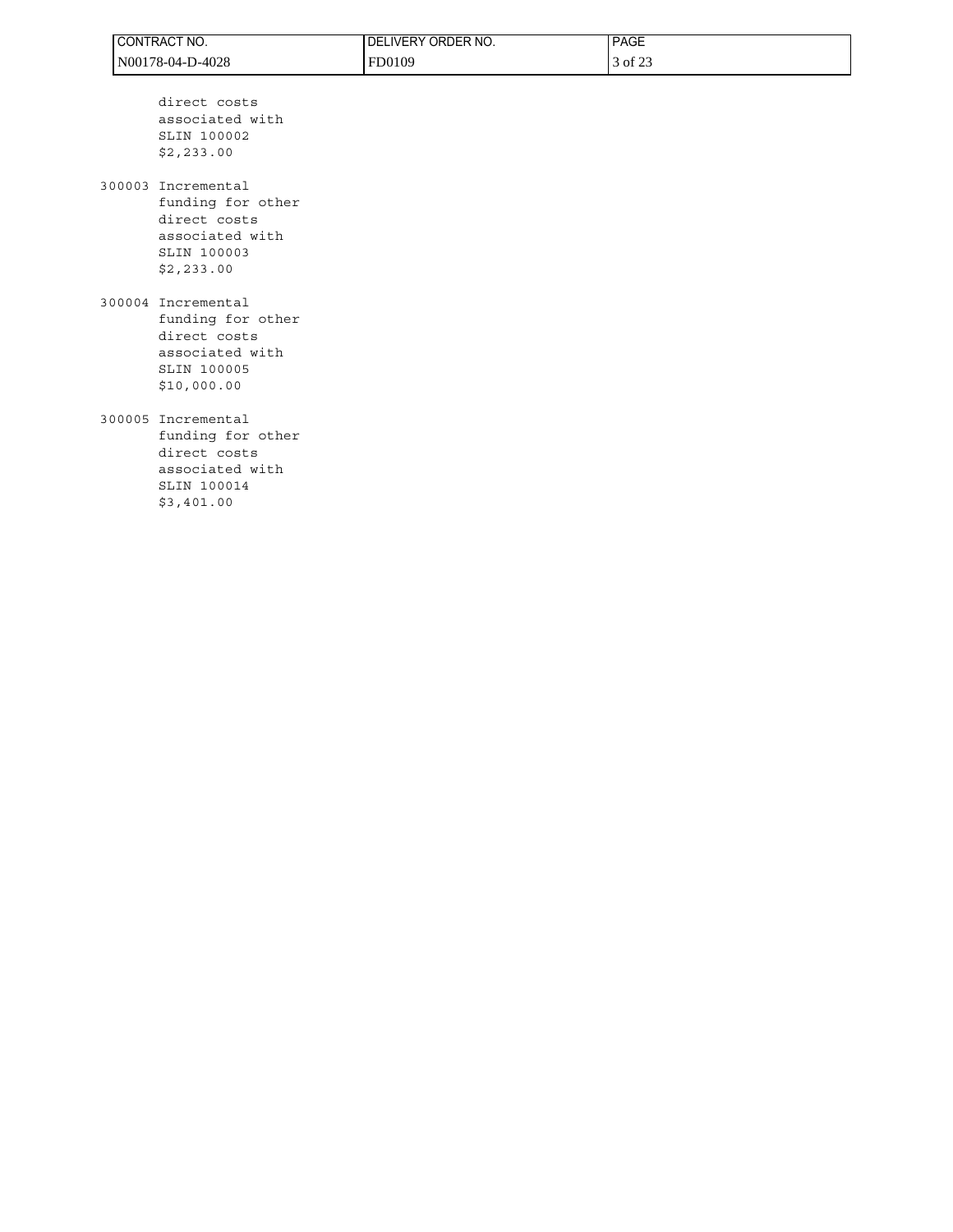direct costs
associated with
SLIN 100002
$2,233.00

300003 Incremental
funding for other
direct costs
associated with
SLIN 100003
$2,233.00

300004 Incremental
funding for other
direct costs
associated with
SLIN 100005
$10,000.00

300005 Incremental
funding for other
direct costs
associated with
SLIN 100014
$3,401.00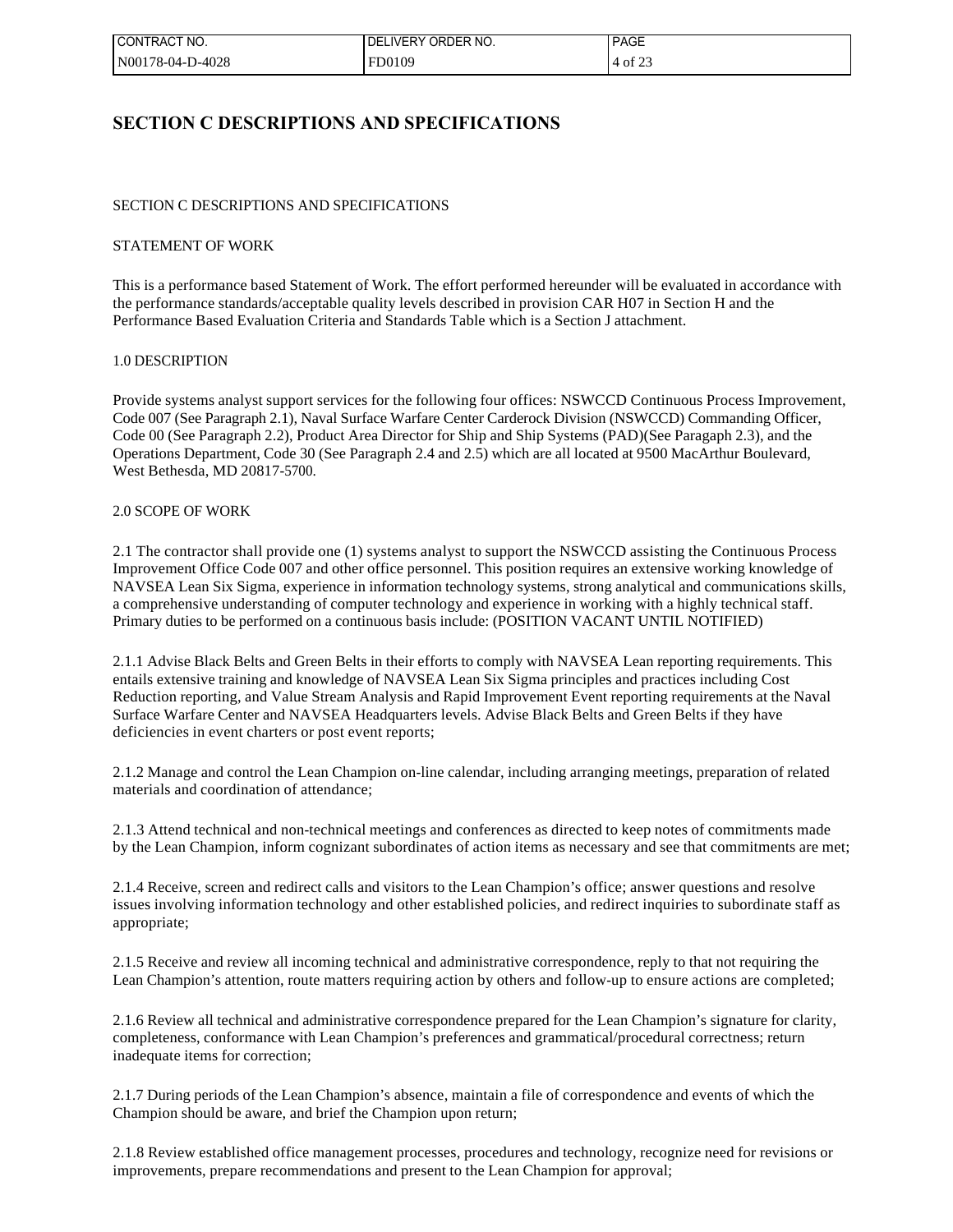# SECTION C DESCRIPTIONS AND SPECIFICATIONS

SECTION C DESCRIPTIONS AND SPECIFICATIONS

STATEMENT OF WORK

This is a performance based Statement of Work. The effort performed hereunder will be evaluated in accordance with the performance standards/acceptable quality levels described in provision CAR H07 in Section H and the Performance Based Evaluation Criteria and Standards Table which is a Section J attachment.

1.0 DESCRIPTION

Provide systems analyst support services for the following four offices: NSWCCD Continuous Process Improvement, Code 007 (See Paragraph 2.1), Naval Surface Warfare Center Carderock Division (NSWCCD) Commanding Officer, Code 00 (See Paragraph 2.2), Product Area Director for Ship and Ship Systems (PAD)(See Paragaph 2.3), and the Operations Department, Code 30 (See Paragraph 2.4 and 2.5) which are all located at 9500 MacArthur Boulevard, West Bethesda, MD 20817-5700.

2.0 SCOPE OF WORK

2.1 The contractor shall provide one (1) systems analyst to support the NSWCCD assisting the Continuous Process Improvement Office Code 007 and other office personnel. This position requires an extensive working knowledge of NAVSEA Lean Six Sigma, experience in information technology systems, strong analytical and communications skills, a comprehensive understanding of computer technology and experience in working with a highly technical staff. Primary duties to be performed on a continuous basis include: (POSITION VACANT UNTIL NOTIFIED)

2.1.1 Advise Black Belts and Green Belts in their efforts to comply with NAVSEA Lean reporting requirements. This entails extensive training and knowledge of NAVSEA Lean Six Sigma principles and practices including Cost Reduction reporting, and Value Stream Analysis and Rapid Improvement Event reporting requirements at the Naval Surface Warfare Center and NAVSEA Headquarters levels. Advise Black Belts and Green Belts if they have deficiencies in event charters or post event reports;

2.1.2 Manage and control the Lean Champion on-line calendar, including arranging meetings, preparation of related materials and coordination of attendance;

2.1.3 Attend technical and non-technical meetings and conferences as directed to keep notes of commitments made by the Lean Champion, inform cognizant subordinates of action items as necessary and see that commitments are met;

2.1.4 Receive, screen and redirect calls and visitors to the Lean Champion's office; answer questions and resolve issues involving information technology and other established policies, and redirect inquiries to subordinate staff as appropriate;

2.1.5 Receive and review all incoming technical and administrative correspondence, reply to that not requiring the Lean Champion's attention, route matters requiring action by others and follow-up to ensure actions are completed;

2.1.6 Review all technical and administrative correspondence prepared for the Lean Champion's signature for clarity, completeness, conformance with Lean Champion's preferences and grammatical/procedural correctness; return inadequate items for correction;

2.1.7 During periods of the Lean Champion's absence, maintain a file of correspondence and events of which the Champion should be aware, and brief the Champion upon return;

2.1.8 Review established office management processes, procedures and technology, recognize need for revisions or improvements, prepare recommendations and present to the Lean Champion for approval;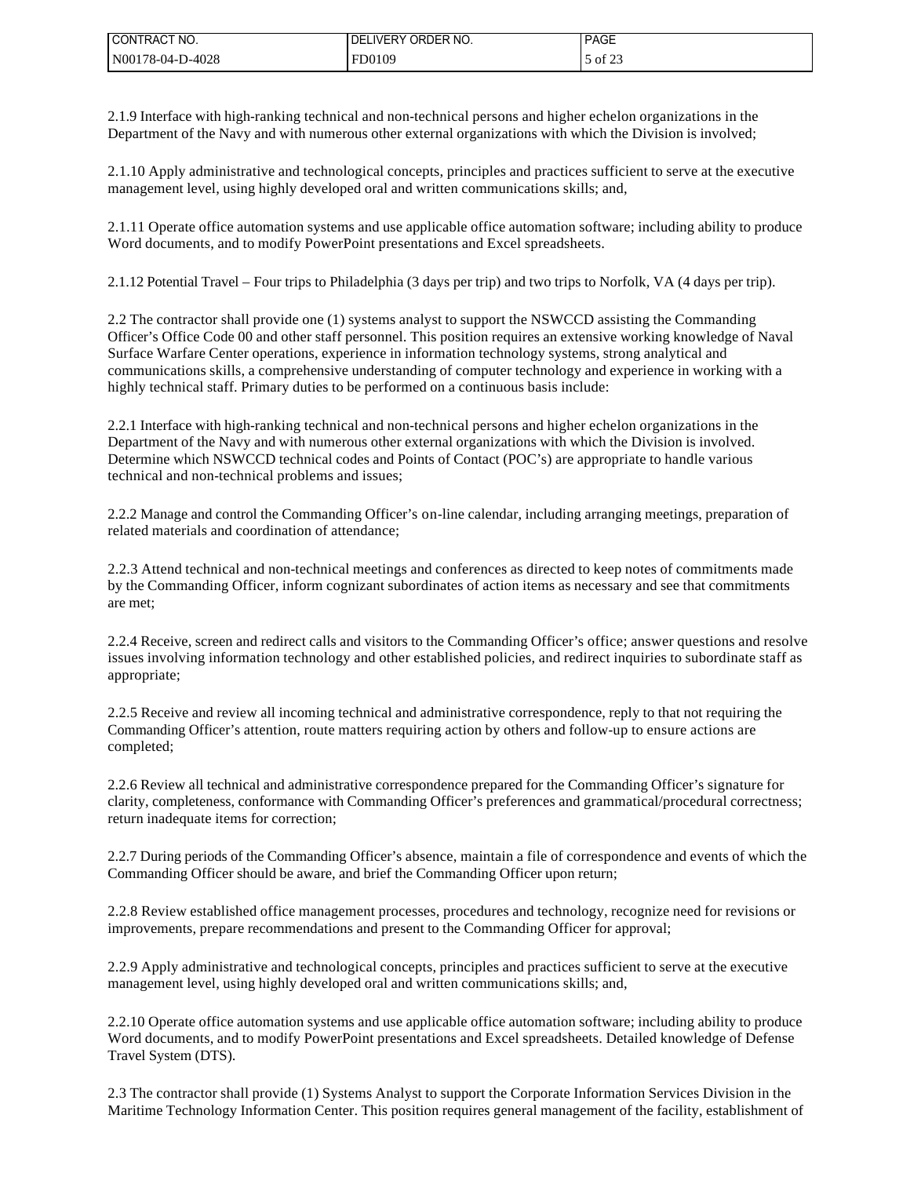2.1.9 Interface with high-ranking technical and non-technical persons and higher echelon organizations in the Department of the Navy and with numerous other external organizations with which the Division is involved;

2.1.10 Apply administrative and technological concepts, principles and practices sufficient to serve at the executive management level, using highly developed oral and written communications skills; and,

2.1.11 Operate office automation systems and use applicable office automation software; including ability to produce Word documents, and to modify PowerPoint presentations and Excel spreadsheets.

2.1.12 Potential Travel – Four trips to Philadelphia (3 days per trip) and two trips to Norfolk, VA (4 days per trip).

2.2 The contractor shall provide one (1) systems analyst to support the NSWCCD assisting the Commanding Officer's Office Code 00 and other staff personnel. This position requires an extensive working knowledge of Naval Surface Warfare Center operations, experience in information technology systems, strong analytical and communications skills, a comprehensive understanding of computer technology and experience in working with a highly technical staff. Primary duties to be performed on a continuous basis include:

2.2.1 Interface with high-ranking technical and non-technical persons and higher echelon organizations in the Department of the Navy and with numerous other external organizations with which the Division is involved. Determine which NSWCCD technical codes and Points of Contact (POC's) are appropriate to handle various technical and non-technical problems and issues;

2.2.2 Manage and control the Commanding Officer's on-line calendar, including arranging meetings, preparation of related materials and coordination of attendance;

2.2.3 Attend technical and non-technical meetings and conferences as directed to keep notes of commitments made by the Commanding Officer, inform cognizant subordinates of action items as necessary and see that commitments are met;

2.2.4 Receive, screen and redirect calls and visitors to the Commanding Officer's office; answer questions and resolve issues involving information technology and other established policies, and redirect inquiries to subordinate staff as appropriate;

2.2.5 Receive and review all incoming technical and administrative correspondence, reply to that not requiring the Commanding Officer's attention, route matters requiring action by others and follow-up to ensure actions are completed;

2.2.6 Review all technical and administrative correspondence prepared for the Commanding Officer's signature for clarity, completeness, conformance with Commanding Officer's preferences and grammatical/procedural correctness; return inadequate items for correction;

2.2.7 During periods of the Commanding Officer's absence, maintain a file of correspondence and events of which the Commanding Officer should be aware, and brief the Commanding Officer upon return;

2.2.8 Review established office management processes, procedures and technology, recognize need for revisions or improvements, prepare recommendations and present to the Commanding Officer for approval;

2.2.9 Apply administrative and technological concepts, principles and practices sufficient to serve at the executive management level, using highly developed oral and written communications skills; and,

2.2.10 Operate office automation systems and use applicable office automation software; including ability to produce Word documents, and to modify PowerPoint presentations and Excel spreadsheets. Detailed knowledge of Defense Travel System (DTS).

2.3 The contractor shall provide (1) Systems Analyst to support the Corporate Information Services Division in the Maritime Technology Information Center. This position requires general management of the facility, establishment of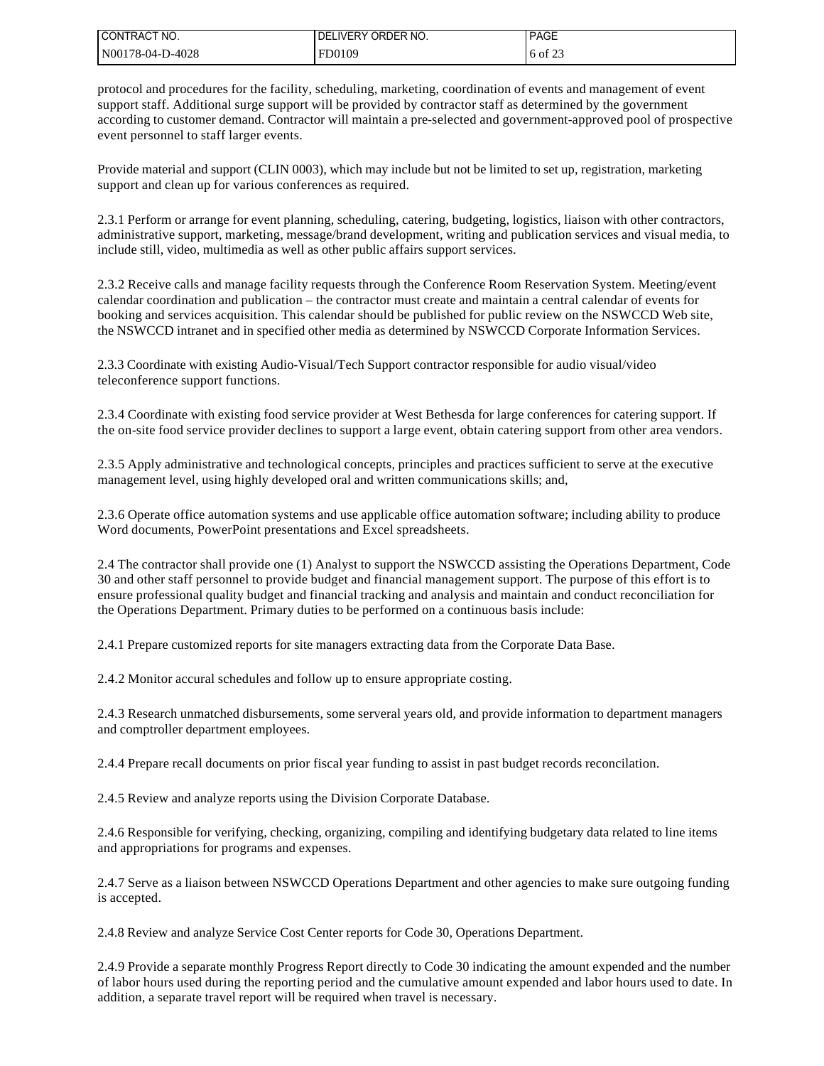protocol and procedures for the facility, scheduling, marketing, coordination of events and management of event support staff. Additional surge support will be provided by contractor staff as determined by the government according to customer demand. Contractor will maintain a pre-selected and government-approved pool of prospective event personnel to staff larger events.

Provide material and support (CLIN 0003), which may include but not be limited to set up, registration, marketing support and clean up for various conferences as required.

2.3.1 Perform or arrange for event planning, scheduling, catering, budgeting, logistics, liaison with other contractors, administrative support, marketing, message/brand development, writing and publication services and visual media, to include still, video, multimedia as well as other public affairs support services.

2.3.2 Receive calls and manage facility requests through the Conference Room Reservation System. Meeting/event calendar coordination and publication – the contractor must create and maintain a central calendar of events for booking and services acquisition. This calendar should be published for public review on the NSWCCD Web site, the NSWCCD intranet and in specified other media as determined by NSWCCD Corporate Information Services.

2.3.3 Coordinate with existing Audio-Visual/Tech Support contractor responsible for audio visual/video teleconference support functions.

2.3.4 Coordinate with existing food service provider at West Bethesda for large conferences for catering support. If the on-site food service provider declines to support a large event, obtain catering support from other area vendors.

2.3.5 Apply administrative and technological concepts, principles and practices sufficient to serve at the executive management level, using highly developed oral and written communications skills; and,

2.3.6 Operate office automation systems and use applicable office automation software; including ability to produce Word documents, PowerPoint presentations and Excel spreadsheets.

2.4 The contractor shall provide one (1) Analyst to support the NSWCCD assisting the Operations Department, Code 30 and other staff personnel to provide budget and financial management support. The purpose of this effort is to ensure professional quality budget and financial tracking and analysis and maintain and conduct reconciliation for the Operations Department. Primary duties to be performed on a continuous basis include:

2.4.1 Prepare customized reports for site managers extracting data from the Corporate Data Base.

2.4.2 Monitor accural schedules and follow up to ensure appropriate costing.

2.4.3 Research unmatched disbursements, some serveral years old, and provide information to department managers and comptroller department employees.

2.4.4 Prepare recall documents on prior fiscal year funding to assist in past budget records reconcilation.

2.4.5 Review and analyze reports using the Division Corporate Database.

2.4.6 Responsible for verifying, checking, organizing, compiling and identifying budgetary data related to line items and appropriations for programs and expenses.

2.4.7 Serve as a liaison between NSWCCD Operations Department and other agencies to make sure outgoing funding is accepted.

2.4.8 Review and analyze Service Cost Center reports for Code 30, Operations Department.

2.4.9 Provide a separate monthly Progress Report directly to Code 30 indicating the amount expended and the number of labor hours used during the reporting period and the cumulative amount expended and labor hours used to date. In addition, a separate travel report will be required when travel is necessary.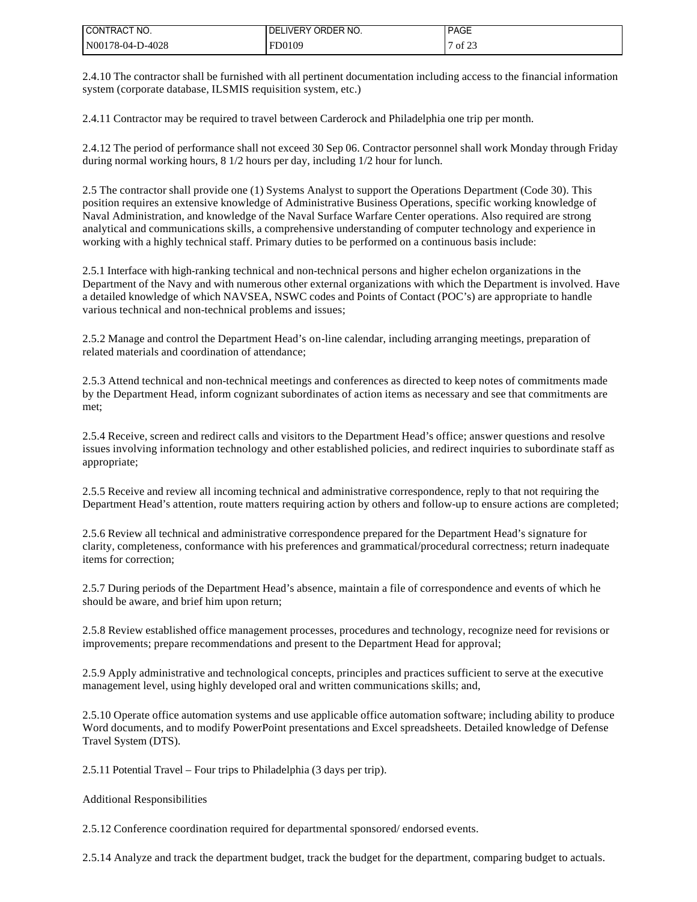2.4.10 The contractor shall be furnished with all pertinent documentation including access to the financial information system (corporate database, ILSMIS requisition system, etc.)

2.4.11 Contractor may be required to travel between Carderock and Philadelphia one trip per month.

2.4.12 The period of performance shall not exceed 30 Sep 06. Contractor personnel shall work Monday through Friday during normal working hours, 8 1/2 hours per day, including 1/2 hour for lunch.

2.5 The contractor shall provide one (1) Systems Analyst to support the Operations Department (Code 30). This position requires an extensive knowledge of Administrative Business Operations, specific working knowledge of Naval Administration, and knowledge of the Naval Surface Warfare Center operations. Also required are strong analytical and communications skills, a comprehensive understanding of computer technology and experience in working with a highly technical staff. Primary duties to be performed on a continuous basis include:

2.5.1 Interface with high-ranking technical and non-technical persons and higher echelon organizations in the Department of the Navy and with numerous other external organizations with which the Department is involved. Have a detailed knowledge of which NAVSEA, NSWC codes and Points of Contact (POC's) are appropriate to handle various technical and non-technical problems and issues;

2.5.2 Manage and control the Department Head's on-line calendar, including arranging meetings, preparation of related materials and coordination of attendance;

2.5.3 Attend technical and non-technical meetings and conferences as directed to keep notes of commitments made by the Department Head, inform cognizant subordinates of action items as necessary and see that commitments are met;

2.5.4 Receive, screen and redirect calls and visitors to the Department Head's office; answer questions and resolve issues involving information technology and other established policies, and redirect inquiries to subordinate staff as appropriate;

2.5.5 Receive and review all incoming technical and administrative correspondence, reply to that not requiring the Department Head's attention, route matters requiring action by others and follow-up to ensure actions are completed;

2.5.6 Review all technical and administrative correspondence prepared for the Department Head's signature for clarity, completeness, conformance with his preferences and grammatical/procedural correctness; return inadequate items for correction;

2.5.7 During periods of the Department Head's absence, maintain a file of correspondence and events of which he should be aware, and brief him upon return;

2.5.8 Review established office management processes, procedures and technology, recognize need for revisions or improvements; prepare recommendations and present to the Department Head for approval;

2.5.9 Apply administrative and technological concepts, principles and practices sufficient to serve at the executive management level, using highly developed oral and written communications skills; and,

2.5.10 Operate office automation systems and use applicable office automation software; including ability to produce Word documents, and to modify PowerPoint presentations and Excel spreadsheets. Detailed knowledge of Defense Travel System (DTS).

2.5.11 Potential Travel – Four trips to Philadelphia (3 days per trip).

Additional Responsibilities

2.5.12 Conference coordination required for departmental sponsored/ endorsed events.

2.5.14 Analyze and track the department budget, track the budget for the department, comparing budget to actuals.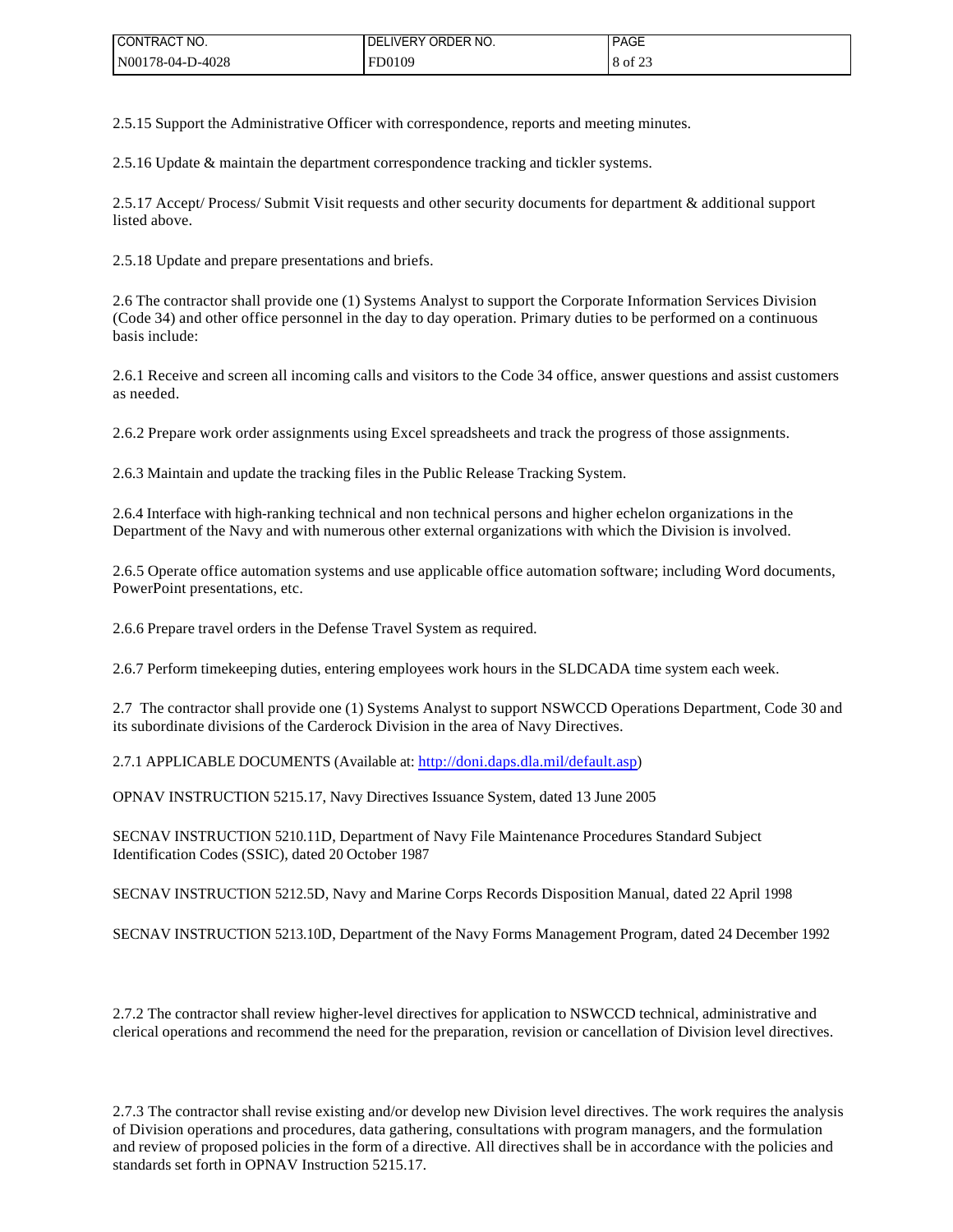2.5.15 Support the Administrative Officer with correspondence, reports and meeting minutes.

2.5.16 Update & maintain the department correspondence tracking and tickler systems.

2.5.17 Accept/ Process/ Submit Visit requests and other security documents for department & additional support listed above.

2.5.18 Update and prepare presentations and briefs.

2.6 The contractor shall provide one (1) Systems Analyst to support the Corporate Information Services Division (Code 34) and other office personnel in the day to day operation. Primary duties to be performed on a continuous basis include:

2.6.1 Receive and screen all incoming calls and visitors to the Code 34 office, answer questions and assist customers as needed.

2.6.2 Prepare work order assignments using Excel spreadsheets and track the progress of those assignments.

2.6.3 Maintain and update the tracking files in the Public Release Tracking System.

2.6.4 Interface with high-ranking technical and non technical persons and higher echelon organizations in the Department of the Navy and with numerous other external organizations with which the Division is involved.

2.6.5 Operate office automation systems and use applicable office automation software; including Word documents, PowerPoint presentations, etc.

2.6.6 Prepare travel orders in the Defense Travel System as required.

2.6.7 Perform timekeeping duties, entering employees work hours in the SLDCADA time system each week.

2.7 The contractor shall provide one (1) Systems Analyst to support NSWCCD Operations Department, Code 30 and its subordinate divisions of the Carderock Division in the area of Navy Directives.

2.7.1 APPLICABLE DOCUMENTS (Available at: http://doni.daps.dla.mil/default.asp)

OPNAV INSTRUCTION 5215.17, Navy Directives Issuance System, dated 13 June 2005

SECNAV INSTRUCTION 5210.11D, Department of Navy File Maintenance Procedures Standard Subject Identification Codes (SSIC), dated 20 October 1987

SECNAV INSTRUCTION 5212.5D, Navy and Marine Corps Records Disposition Manual, dated 22 April 1998

SECNAV INSTRUCTION 5213.10D, Department of the Navy Forms Management Program, dated 24 December 1992

2.7.2 The contractor shall review higher-level directives for application to NSWCCD technical, administrative and clerical operations and recommend the need for the preparation, revision or cancellation of Division level directives.

2.7.3 The contractor shall revise existing and/or develop new Division level directives. The work requires the analysis of Division operations and procedures, data gathering, consultations with program managers, and the formulation and review of proposed policies in the form of a directive. All directives shall be in accordance with the policies and standards set forth in OPNAV Instruction 5215.17.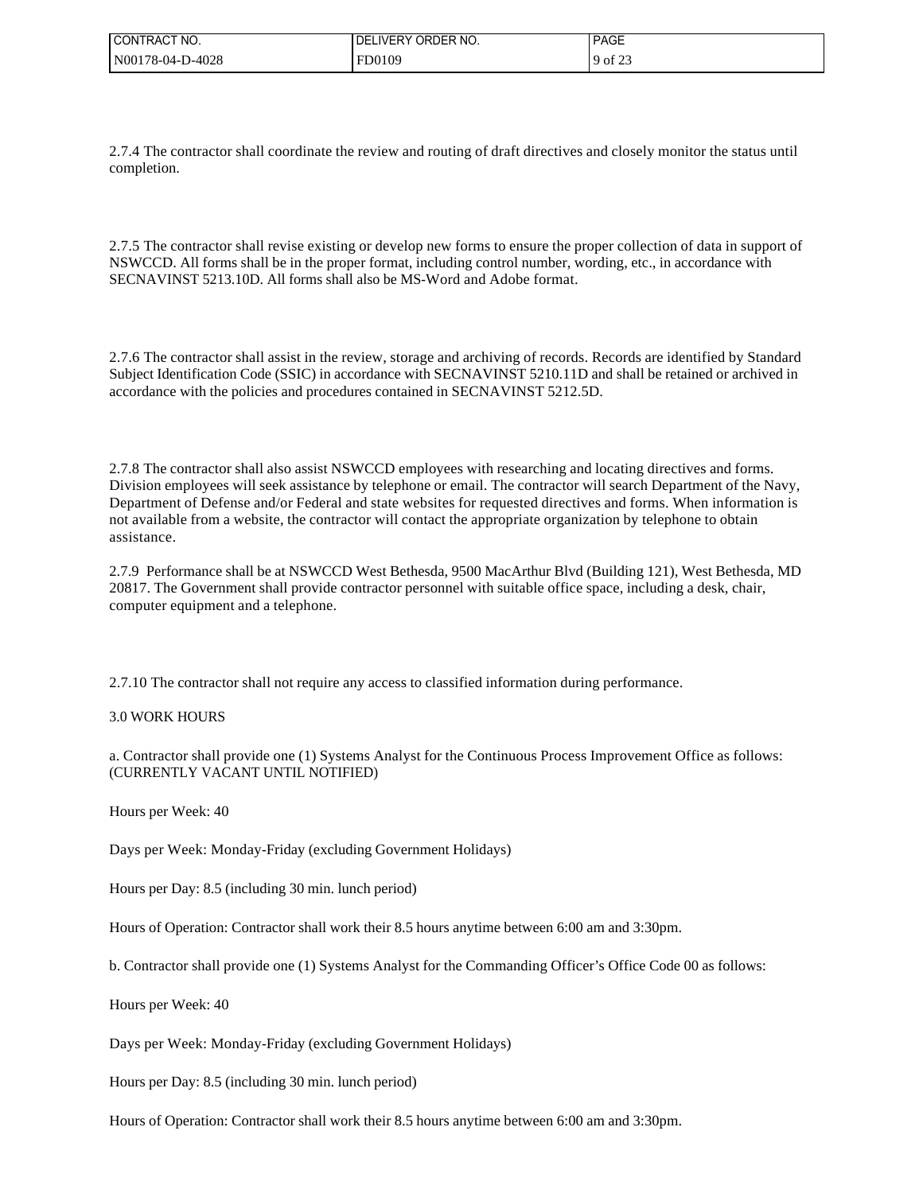2.7.4 The contractor shall coordinate the review and routing of draft directives and closely monitor the status until completion.

2.7.5 The contractor shall revise existing or develop new forms to ensure the proper collection of data in support of NSWCCD. All forms shall be in the proper format, including control number, wording, etc., in accordance with SECNAVINST 5213.10D. All forms shall also be MS-Word and Adobe format.

2.7.6 The contractor shall assist in the review, storage and archiving of records. Records are identified by Standard Subject Identification Code (SSIC) in accordance with SECNAVINST 5210.11D and shall be retained or archived in accordance with the policies and procedures contained in SECNAVINST 5212.5D.

2.7.8 The contractor shall also assist NSWCCD employees with researching and locating directives and forms. Division employees will seek assistance by telephone or email. The contractor will search Department of the Navy, Department of Defense and/or Federal and state websites for requested directives and forms. When information is not available from a website, the contractor will contact the appropriate organization by telephone to obtain assistance.

2.7.9 Performance shall be at NSWCCD West Bethesda, 9500 MacArthur Blvd (Building 121), West Bethesda, MD 20817. The Government shall provide contractor personnel with suitable office space, including a desk, chair, computer equipment and a telephone.

2.7.10 The contractor shall not require any access to classified information during performance.

3.0 WORK HOURS

a. Contractor shall provide one (1) Systems Analyst for the Continuous Process Improvement Office as follows: (CURRENTLY VACANT UNTIL NOTIFIED)

Hours per Week: 40

Days per Week: Monday-Friday (excluding Government Holidays)

Hours per Day: 8.5 (including 30 min. lunch period)

Hours of Operation: Contractor shall work their 8.5 hours anytime between 6:00 am and 3:30pm.

b. Contractor shall provide one (1) Systems Analyst for the Commanding Officer's Office Code 00 as follows:

Hours per Week: 40

Days per Week: Monday-Friday (excluding Government Holidays)

Hours per Day: 8.5 (including 30 min. lunch period)

Hours of Operation: Contractor shall work their 8.5 hours anytime between 6:00 am and 3:30pm.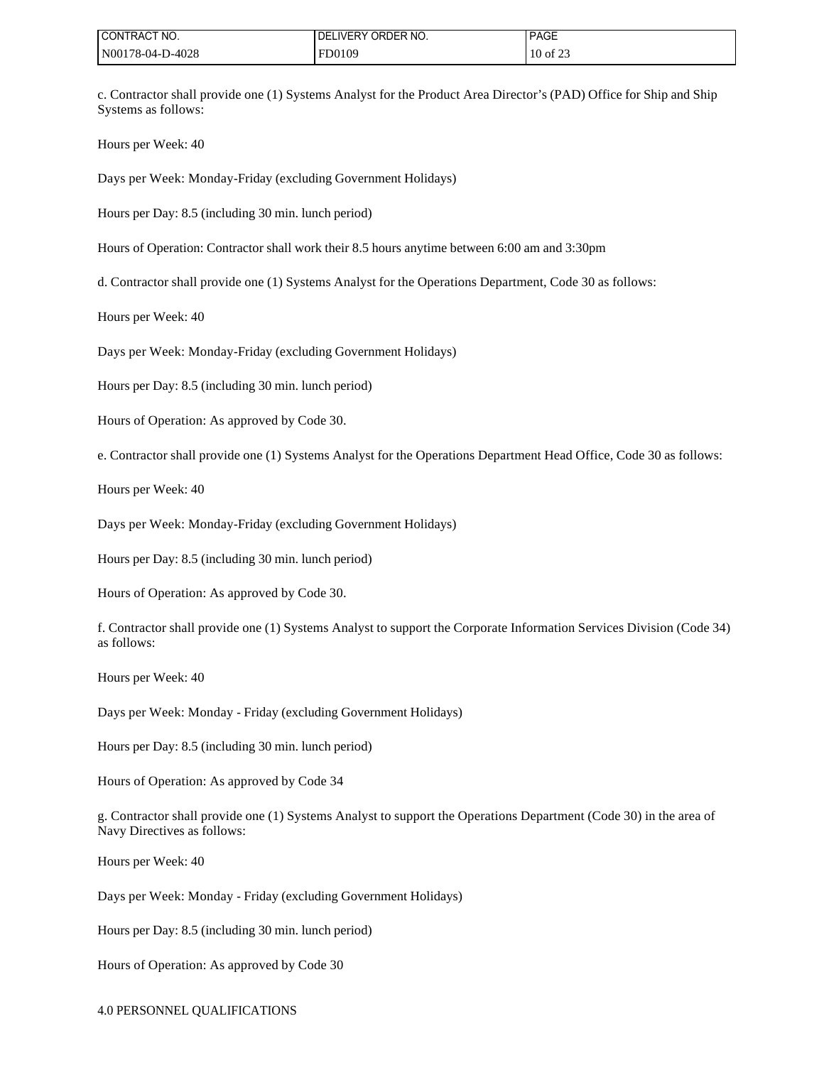c. Contractor shall provide one (1) Systems Analyst for the Product Area Director's (PAD) Office for Ship and Ship Systems as follows:

Hours per Week: 40

Days per Week: Monday-Friday (excluding Government Holidays)

Hours per Day: 8.5 (including 30 min. lunch period)

Hours of Operation: Contractor shall work their 8.5 hours anytime between 6:00 am and 3:30pm

d. Contractor shall provide one (1) Systems Analyst for the Operations Department, Code 30 as follows:

Hours per Week: 40

Days per Week: Monday-Friday (excluding Government Holidays)

Hours per Day: 8.5 (including 30 min. lunch period)

Hours of Operation: As approved by Code 30.

e. Contractor shall provide one (1) Systems Analyst for the Operations Department Head Office, Code 30 as follows:

Hours per Week: 40

Days per Week: Monday-Friday (excluding Government Holidays)

Hours per Day: 8.5 (including 30 min. lunch period)

Hours of Operation: As approved by Code 30.

f. Contractor shall provide one (1) Systems Analyst to support the Corporate Information Services Division (Code 34) as follows:

Hours per Week: 40

Days per Week: Monday - Friday (excluding Government Holidays)

Hours per Day: 8.5 (including 30 min. lunch period)

Hours of Operation: As approved by Code 34

g. Contractor shall provide one (1) Systems Analyst to support the Operations Department (Code 30) in the area of Navy Directives as follows:

Hours per Week: 40

Days per Week: Monday - Friday (excluding Government Holidays)

Hours per Day: 8.5 (including 30 min. lunch period)

Hours of Operation: As approved by Code 30

4.0 PERSONNEL QUALIFICATIONS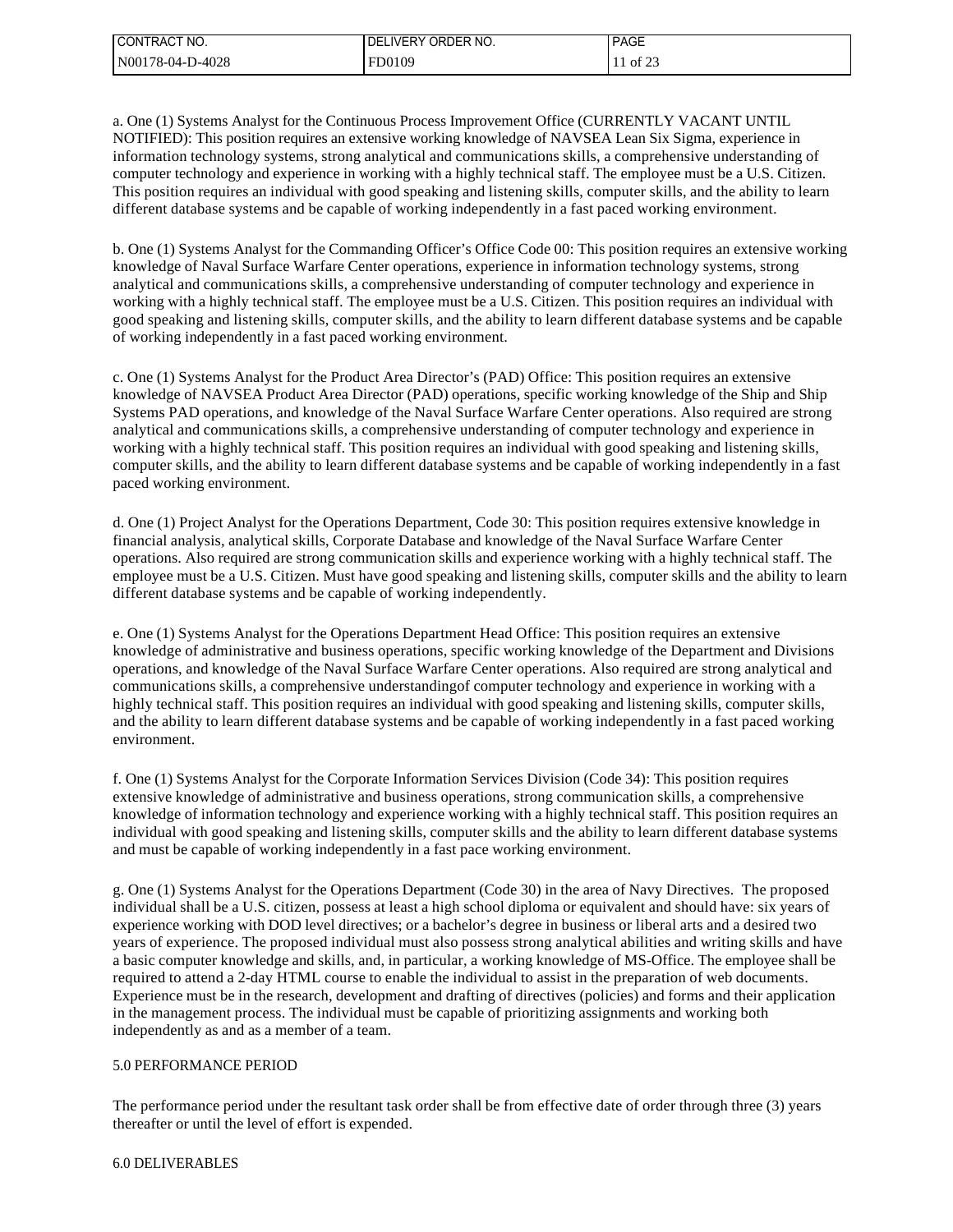a. One (1) Systems Analyst for the Continuous Process Improvement Office (CURRENTLY VACANT UNTIL NOTIFIED): This position requires an extensive working knowledge of NAVSEA Lean Six Sigma, experience in information technology systems, strong analytical and communications skills, a comprehensive understanding of computer technology and experience in working with a highly technical staff. The employee must be a U.S. Citizen. This position requires an individual with good speaking and listening skills, computer skills, and the ability to learn different database systems and be capable of working independently in a fast paced working environment.

b. One (1) Systems Analyst for the Commanding Officer's Office Code 00: This position requires an extensive working knowledge of Naval Surface Warfare Center operations, experience in information technology systems, strong analytical and communications skills, a comprehensive understanding of computer technology and experience in working with a highly technical staff. The employee must be a U.S. Citizen. This position requires an individual with good speaking and listening skills, computer skills, and the ability to learn different database systems and be capable of working independently in a fast paced working environment.

c. One (1) Systems Analyst for the Product Area Director's (PAD) Office: This position requires an extensive knowledge of NAVSEA Product Area Director (PAD) operations, specific working knowledge of the Ship and Ship Systems PAD operations, and knowledge of the Naval Surface Warfare Center operations. Also required are strong analytical and communications skills, a comprehensive understanding of computer technology and experience in working with a highly technical staff. This position requires an individual with good speaking and listening skills, computer skills, and the ability to learn different database systems and be capable of working independently in a fast paced working environment.

d. One (1) Project Analyst for the Operations Department, Code 30: This position requires extensive knowledge in financial analysis, analytical skills, Corporate Database and knowledge of the Naval Surface Warfare Center operations. Also required are strong communication skills and experience working with a highly technical staff. The employee must be a U.S. Citizen. Must have good speaking and listening skills, computer skills and the ability to learn different database systems and be capable of working independently.

e. One (1) Systems Analyst for the Operations Department Head Office: This position requires an extensive knowledge of administrative and business operations, specific working knowledge of the Department and Divisions operations, and knowledge of the Naval Surface Warfare Center operations. Also required are strong analytical and communications skills, a comprehensive understandingof computer technology and experience in working with a highly technical staff. This position requires an individual with good speaking and listening skills, computer skills, and the ability to learn different database systems and be capable of working independently in a fast paced working environment.

f. One (1) Systems Analyst for the Corporate Information Services Division (Code 34): This position requires extensive knowledge of administrative and business operations, strong communication skills, a comprehensive knowledge of information technology and experience working with a highly technical staff. This position requires an individual with good speaking and listening skills, computer skills and the ability to learn different database systems and must be capable of working independently in a fast pace working environment.

g. One (1) Systems Analyst for the Operations Department (Code 30) in the area of Navy Directives. The proposed individual shall be a U.S. citizen, possess at least a high school diploma or equivalent and should have: six years of experience working with DOD level directives; or a bachelor's degree in business or liberal arts and a desired two years of experience. The proposed individual must also possess strong analytical abilities and writing skills and have a basic computer knowledge and skills, and, in particular, a working knowledge of MS-Office. The employee shall be required to attend a 2-day HTML course to enable the individual to assist in the preparation of web documents. Experience must be in the research, development and drafting of directives (policies) and forms and their application in the management process. The individual must be capable of prioritizing assignments and working both independently as and as a member of a team.

5.0 PERFORMANCE PERIOD

The performance period under the resultant task order shall be from effective date of order through three (3) years thereafter or until the level of effort is expended.

6.0 DELIVERABLES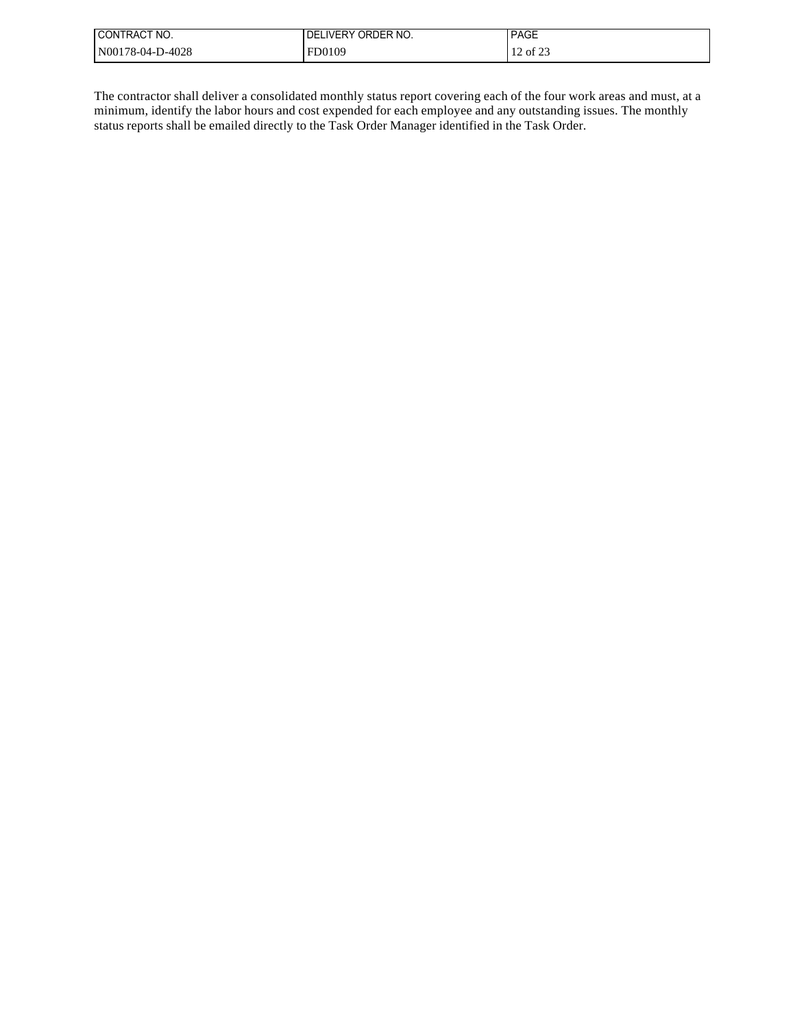The contractor shall deliver a consolidated monthly status report covering each of the four work areas and must, at a minimum, identify the labor hours and cost expended for each employee and any outstanding issues. The monthly status reports shall be emailed directly to the Task Order Manager identified in the Task Order.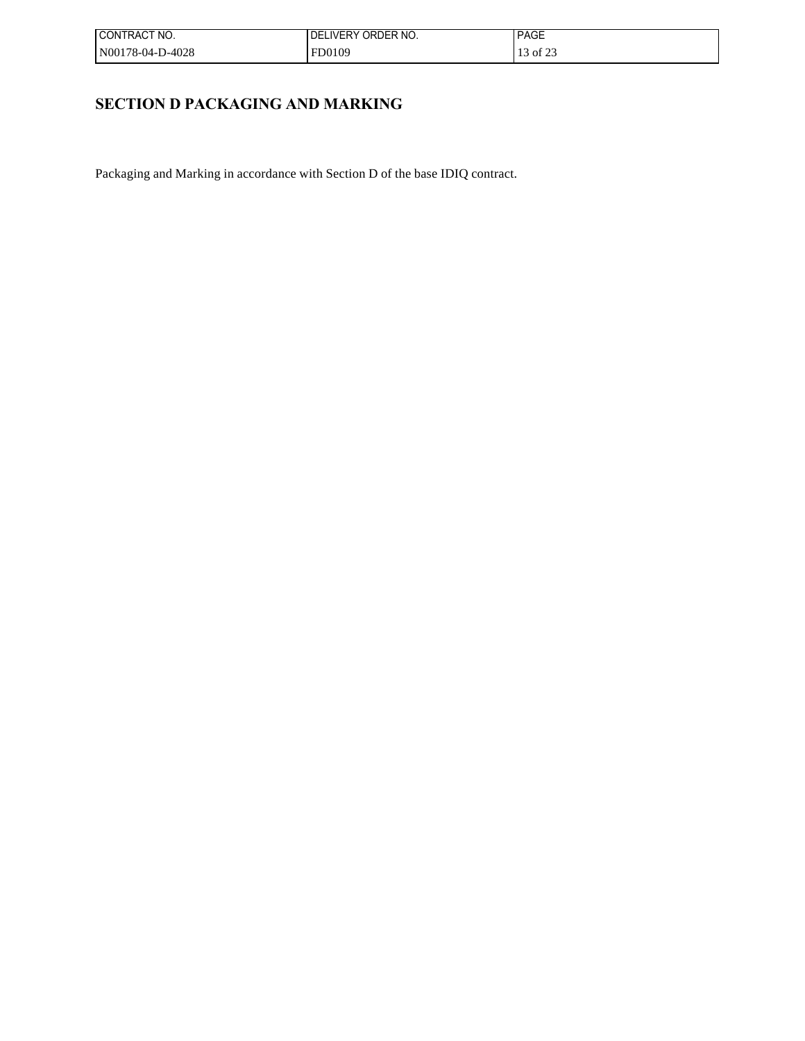## SECTION D PACKAGING AND MARKING

Packaging and Marking in accordance with Section D of the base IDIQ contract.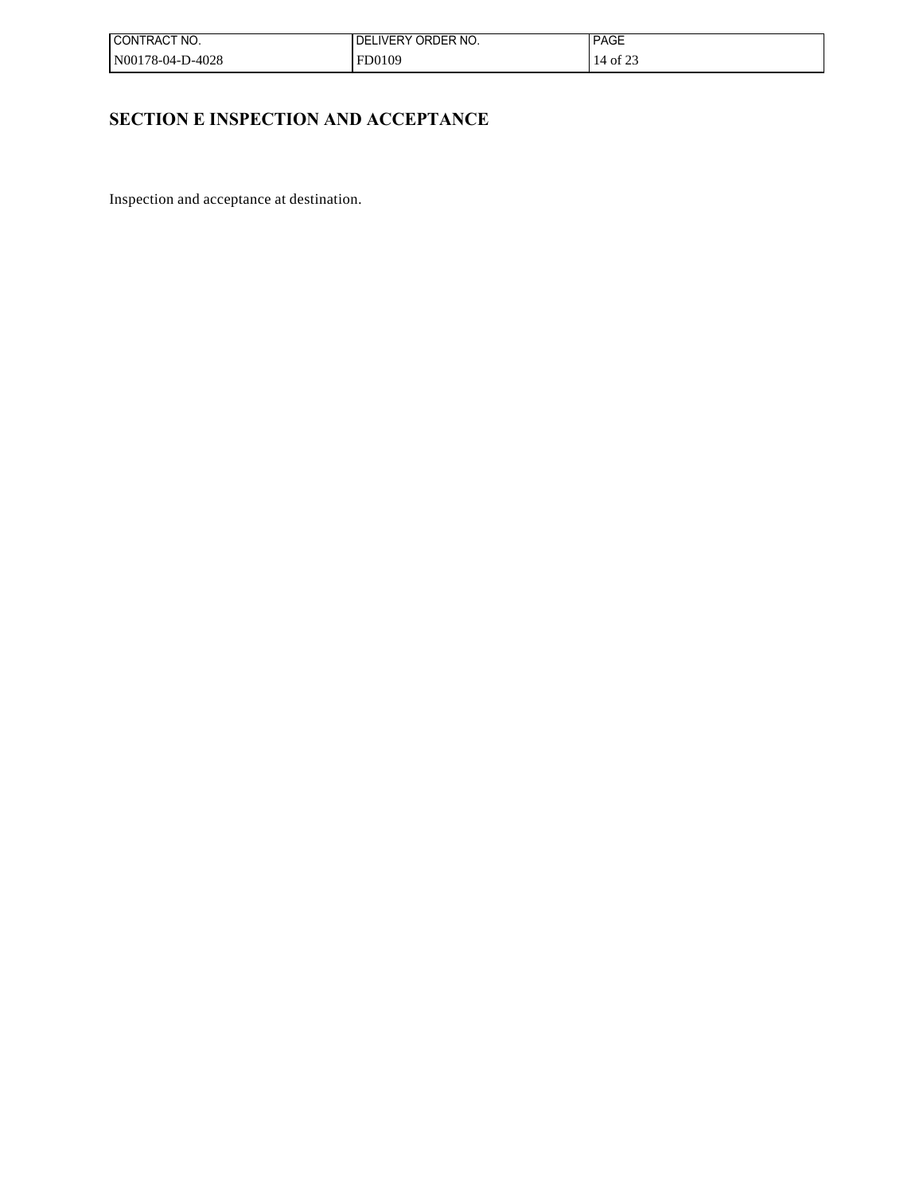## SECTION E INSPECTION AND ACCEPTANCE

Inspection and acceptance at destination.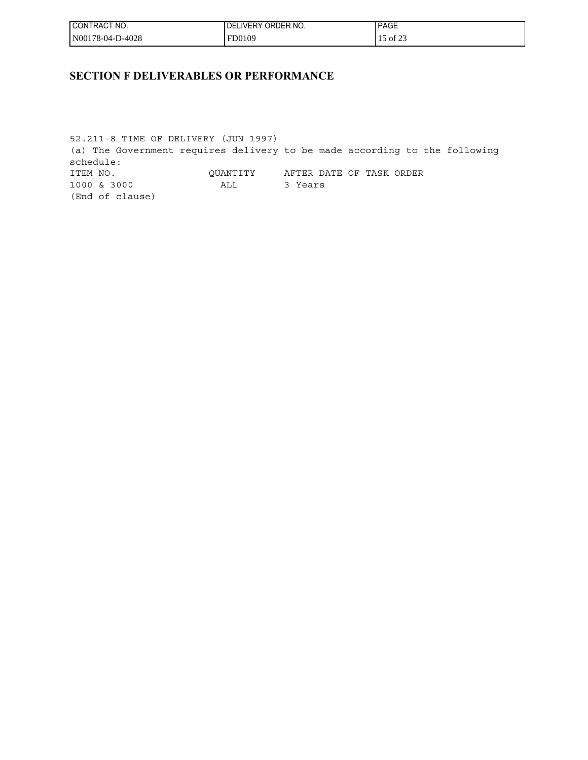## SECTION F DELIVERABLES OR PERFORMANCE

52.211-8 TIME OF DELIVERY (JUN 1997)

(a) The Government requires delivery to be made according to the following schedule:

| ITEM NO. | QUANTITY | AFTER DATE OF TASK ORDER |
| --- | --- | --- |
| 1000 & 3000 | ALL | 3 Years |

(End of clause)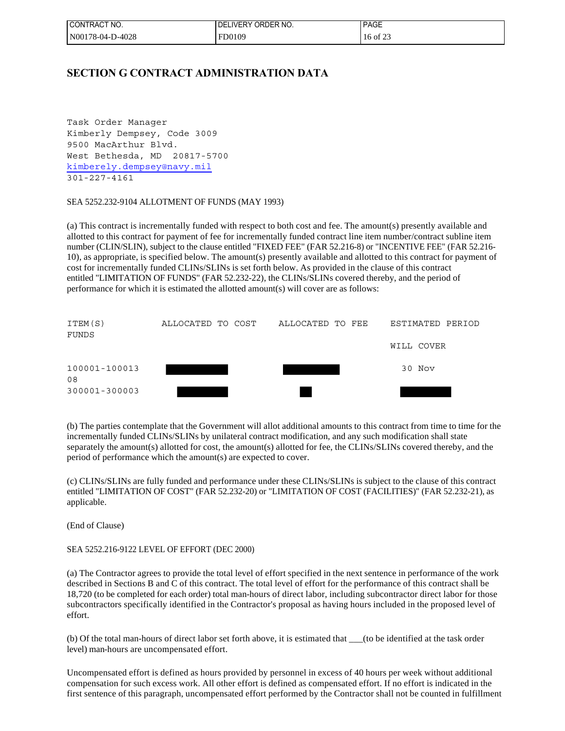## SECTION G CONTRACT ADMINISTRATION DATA

```
Task Order Manager
Kimberly Dempsey, Code 3009
9500 MacArthur Blvd.
West Bethesda, MD  20817-5700
kimberely.dempsey@navy.mil
301-227-4161
```

SEA 5252.232-9104 ALLOTMENT OF FUNDS (MAY 1993)

(a) This contract is incrementally funded with respect to both cost and fee. The amount(s) presently available and allotted to this contract for payment of fee for incrementally funded contract line item number/contract subline item number (CLIN/SLIN), subject to the clause entitled "FIXED FEE" (FAR 52.216-8) or "INCENTIVE FEE" (FAR 52.216-10), as appropriate, is specified below. The amount(s) presently available and allotted to this contract for payment of cost for incrementally funded CLINs/SLINs is set forth below. As provided in the clause of this contract entitled "LIMITATION OF FUNDS" (FAR 52.232-22), the CLINs/SLINs covered thereby, and the period of performance for which it is estimated the allotted amount(s) will cover are as follows:

| ITEM(S) FUNDS | ALLOCATED TO COST | ALLOCATED TO FEE | ESTIMATED PERIOD WILL COVER |
|---|---|---|---|
| 100001-100013 08 | [REDACTED] | [REDACTED] | 30 Nov |
| 300001-300003 | [REDACTED] | [REDACTED] | [REDACTED] |

(b) The parties contemplate that the Government will allot additional amounts to this contract from time to time for the incrementally funded CLINs/SLINs by unilateral contract modification, and any such modification shall state separately the amount(s) allotted for cost, the amount(s) allotted for fee, the CLINs/SLINs covered thereby, and the period of performance which the amount(s) are expected to cover.

(c) CLINs/SLINs are fully funded and performance under these CLINs/SLINs is subject to the clause of this contract entitled "LIMITATION OF COST" (FAR 52.232-20) or "LIMITATION OF COST (FACILITIES)" (FAR 52.232-21), as applicable.

(End of Clause)

SEA 5252.216-9122 LEVEL OF EFFORT (DEC 2000)

(a) The Contractor agrees to provide the total level of effort specified in the next sentence in performance of the work described in Sections B and C of this contract. The total level of effort for the performance of this contract shall be 18,720 (to be completed for each order) total man-hours of direct labor, including subcontractor direct labor for those subcontractors specifically identified in the Contractor's proposal as having hours included in the proposed level of effort.

(b) Of the total man-hours of direct labor set forth above, it is estimated that ___(to be identified at the task order level) man-hours are uncompensated effort.

Uncompensated effort is defined as hours provided by personnel in excess of 40 hours per week without additional compensation for such excess work. All other effort is defined as compensated effort. If no effort is indicated in the first sentence of this paragraph, uncompensated effort performed by the Contractor shall not be counted in fulfillment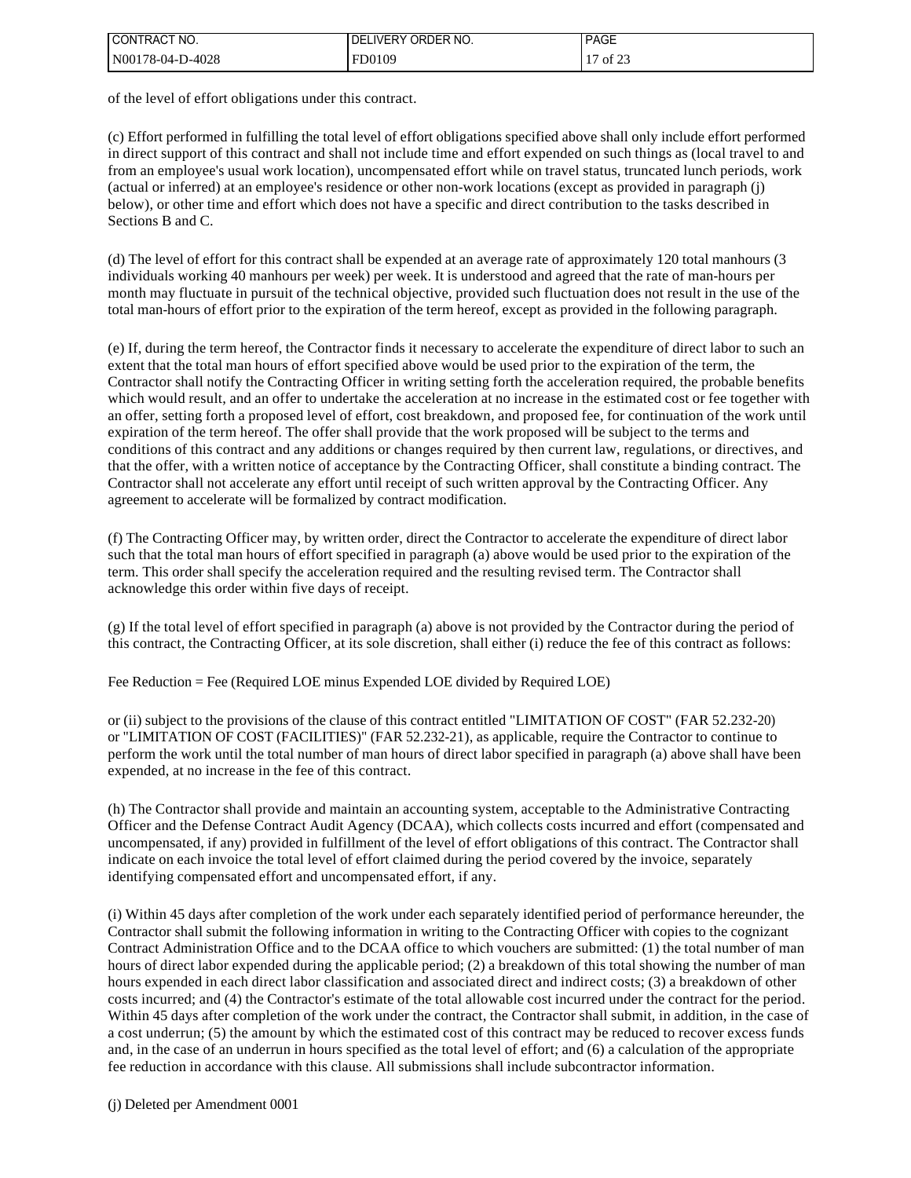of the level of effort obligations under this contract.

(c) Effort performed in fulfilling the total level of effort obligations specified above shall only include effort performed in direct support of this contract and shall not include time and effort expended on such things as (local travel to and from an employee's usual work location), uncompensated effort while on travel status, truncated lunch periods, work (actual or inferred) at an employee's residence or other non-work locations (except as provided in paragraph (j) below), or other time and effort which does not have a specific and direct contribution to the tasks described in Sections B and C.

(d) The level of effort for this contract shall be expended at an average rate of approximately 120 total manhours (3 individuals working 40 manhours per week) per week. It is understood and agreed that the rate of man-hours per month may fluctuate in pursuit of the technical objective, provided such fluctuation does not result in the use of the total man-hours of effort prior to the expiration of the term hereof, except as provided in the following paragraph.

(e) If, during the term hereof, the Contractor finds it necessary to accelerate the expenditure of direct labor to such an extent that the total man hours of effort specified above would be used prior to the expiration of the term, the Contractor shall notify the Contracting Officer in writing setting forth the acceleration required, the probable benefits which would result, and an offer to undertake the acceleration at no increase in the estimated cost or fee together with an offer, setting forth a proposed level of effort, cost breakdown, and proposed fee, for continuation of the work until expiration of the term hereof. The offer shall provide that the work proposed will be subject to the terms and conditions of this contract and any additions or changes required by then current law, regulations, or directives, and that the offer, with a written notice of acceptance by the Contracting Officer, shall constitute a binding contract. The Contractor shall not accelerate any effort until receipt of such written approval by the Contracting Officer. Any agreement to accelerate will be formalized by contract modification.

(f) The Contracting Officer may, by written order, direct the Contractor to accelerate the expenditure of direct labor such that the total man hours of effort specified in paragraph (a) above would be used prior to the expiration of the term. This order shall specify the acceleration required and the resulting revised term. The Contractor shall acknowledge this order within five days of receipt.

(g) If the total level of effort specified in paragraph (a) above is not provided by the Contractor during the period of this contract, the Contracting Officer, at its sole discretion, shall either (i) reduce the fee of this contract as follows:

Fee Reduction = Fee (Required LOE minus Expended LOE divided by Required LOE)

or (ii) subject to the provisions of the clause of this contract entitled "LIMITATION OF COST" (FAR 52.232-20) or "LIMITATION OF COST (FACILITIES)" (FAR 52.232-21), as applicable, require the Contractor to continue to perform the work until the total number of man hours of direct labor specified in paragraph (a) above shall have been expended, at no increase in the fee of this contract.

(h) The Contractor shall provide and maintain an accounting system, acceptable to the Administrative Contracting Officer and the Defense Contract Audit Agency (DCAA), which collects costs incurred and effort (compensated and uncompensated, if any) provided in fulfillment of the level of effort obligations of this contract. The Contractor shall indicate on each invoice the total level of effort claimed during the period covered by the invoice, separately identifying compensated effort and uncompensated effort, if any.

(i) Within 45 days after completion of the work under each separately identified period of performance hereunder, the Contractor shall submit the following information in writing to the Contracting Officer with copies to the cognizant Contract Administration Office and to the DCAA office to which vouchers are submitted: (1) the total number of man hours of direct labor expended during the applicable period; (2) a breakdown of this total showing the number of man hours expended in each direct labor classification and associated direct and indirect costs; (3) a breakdown of other costs incurred; and (4) the Contractor's estimate of the total allowable cost incurred under the contract for the period. Within 45 days after completion of the work under the contract, the Contractor shall submit, in addition, in the case of a cost underrun; (5) the amount by which the estimated cost of this contract may be reduced to recover excess funds and, in the case of an underrun in hours specified as the total level of effort; and (6) a calculation of the appropriate fee reduction in accordance with this clause. All submissions shall include subcontractor information.

(j) Deleted per Amendment 0001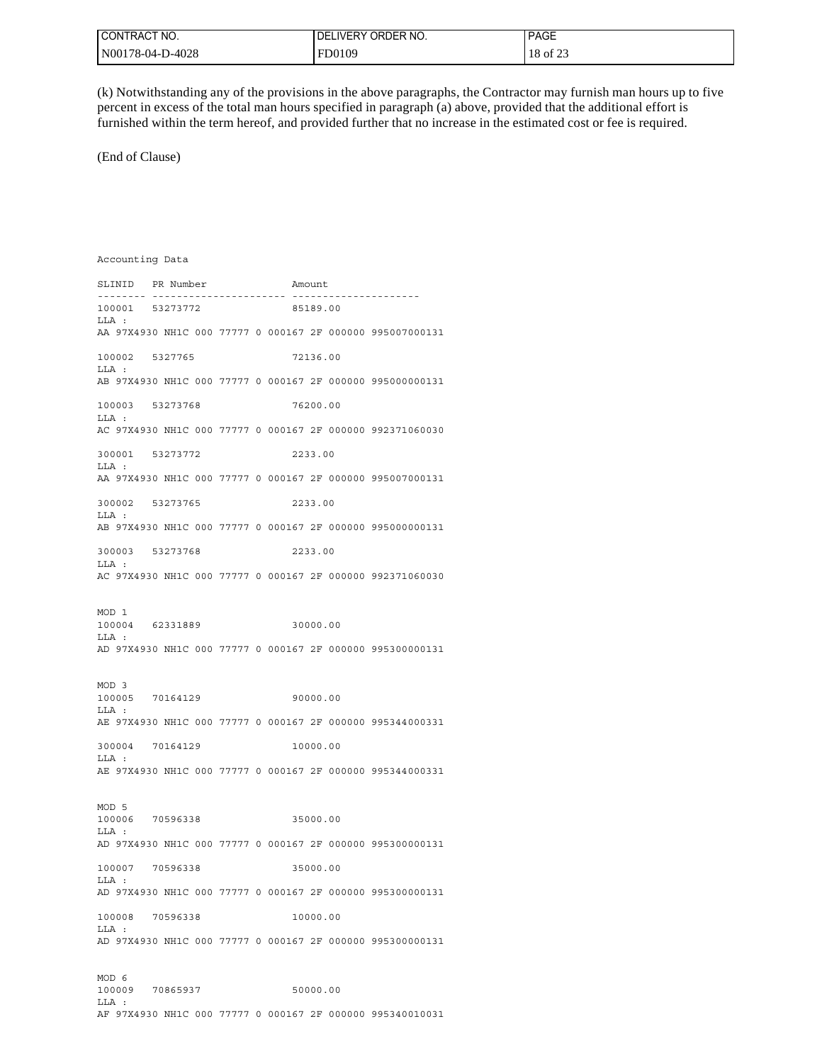(k) Notwithstanding any of the provisions in the above paragraphs, the Contractor may furnish man hours up to five percent in excess of the total man hours specified in paragraph (a) above, provided that the additional effort is furnished within the term hereof, and provided further that no increase in the estimated cost or fee is required.

(End of Clause)

```
Accounting Data

SLINID   PR Number              Amount
-------- ---------------------- ---------------------
100001   53273772               85189.00
LLA :
AA 97X4930 NH1C 000 77777 0 000167 2F 000000 995007000131

100002   5327765                72136.00
LLA :
AB 97X4930 NH1C 000 77777 0 000167 2F 000000 995000000131

100003   53273768               76200.00
LLA :
AC 97X4930 NH1C 000 77777 0 000167 2F 000000 992371060030

300001   53273772               2233.00
LLA :
AA 97X4930 NH1C 000 77777 0 000167 2F 000000 995007000131

300002   53273765               2233.00
LLA :
AB 97X4930 NH1C 000 77777 0 000167 2F 000000 995000000131

300003   53273768               2233.00
LLA :
AC 97X4930 NH1C 000 77777 0 000167 2F 000000 992371060030


MOD 1
100004   62331889               30000.00
LLA :
AD 97X4930 NH1C 000 77777 0 000167 2F 000000 995300000131


MOD 3
100005   70164129               90000.00
LLA :
AE 97X4930 NH1C 000 77777 0 000167 2F 000000 995344000331

300004   70164129               10000.00
LLA :
AE 97X4930 NH1C 000 77777 0 000167 2F 000000 995344000331


MOD 5
100006   70596338               35000.00
LLA :
AD 97X4930 NH1C 000 77777 0 000167 2F 000000 995300000131

100007   70596338               35000.00
LLA :
AD 97X4930 NH1C 000 77777 0 000167 2F 000000 995300000131

100008   70596338               10000.00
LLA :
AD 97X4930 NH1C 000 77777 0 000167 2F 000000 995300000131


MOD 6
100009   70865937               50000.00
LLA :
AF 97X4930 NH1C 000 77777 0 000167 2F 000000 995340010031
```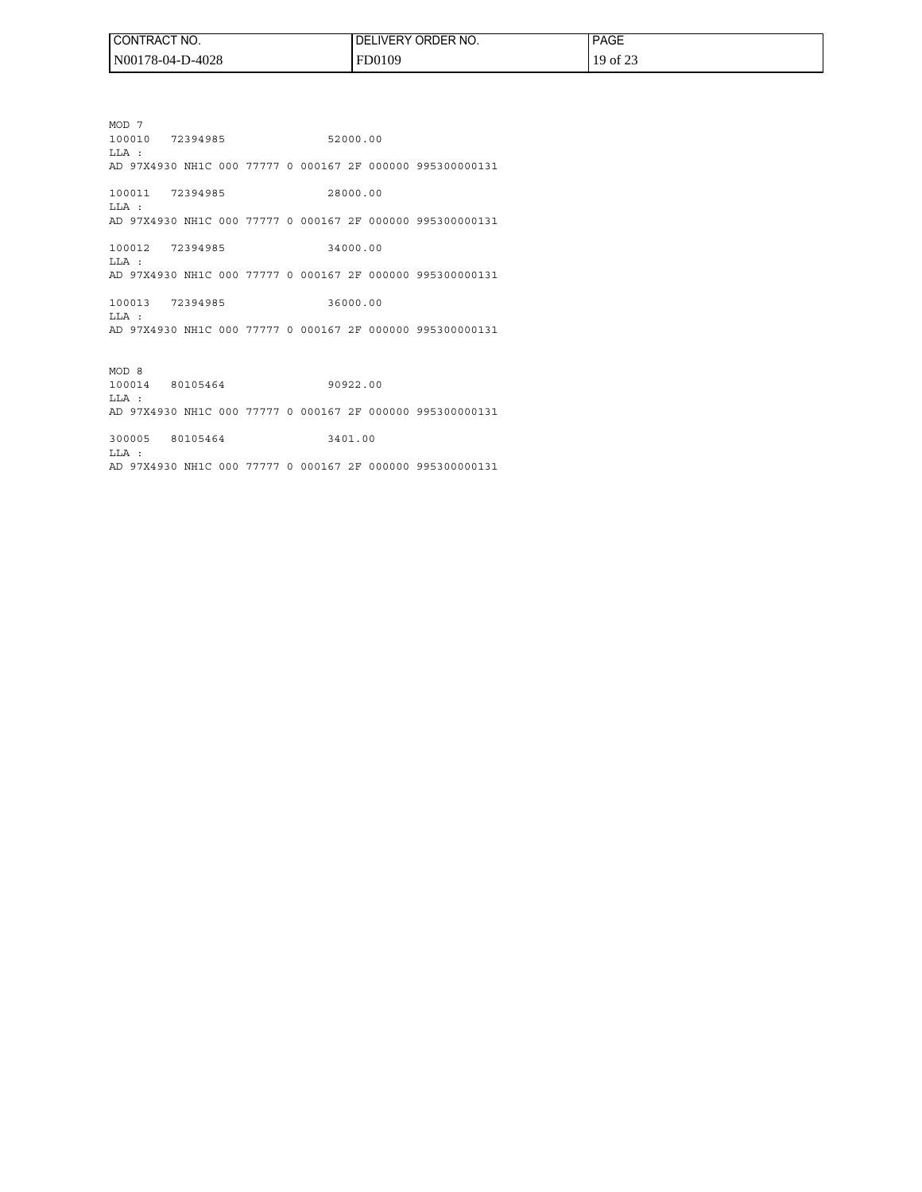MOD 7
100010 72394985 52000.00
LLA :
AD 97X4930 NH1C 000 77777 0 000167 2F 000000 995300000131

100011 72394985 28000.00
LLA :
AD 97X4930 NH1C 000 77777 0 000167 2F 000000 995300000131

100012 72394985 34000.00
LLA :
AD 97X4930 NH1C 000 77777 0 000167 2F 000000 995300000131

100013 72394985 36000.00
LLA :
AD 97X4930 NH1C 000 77777 0 000167 2F 000000 995300000131

MOD 8
100014 80105464 90922.00
LLA :
AD 97X4930 NH1C 000 77777 0 000167 2F 000000 995300000131

300005 80105464 3401.00
LLA :
AD 97X4930 NH1C 000 77777 0 000167 2F 000000 995300000131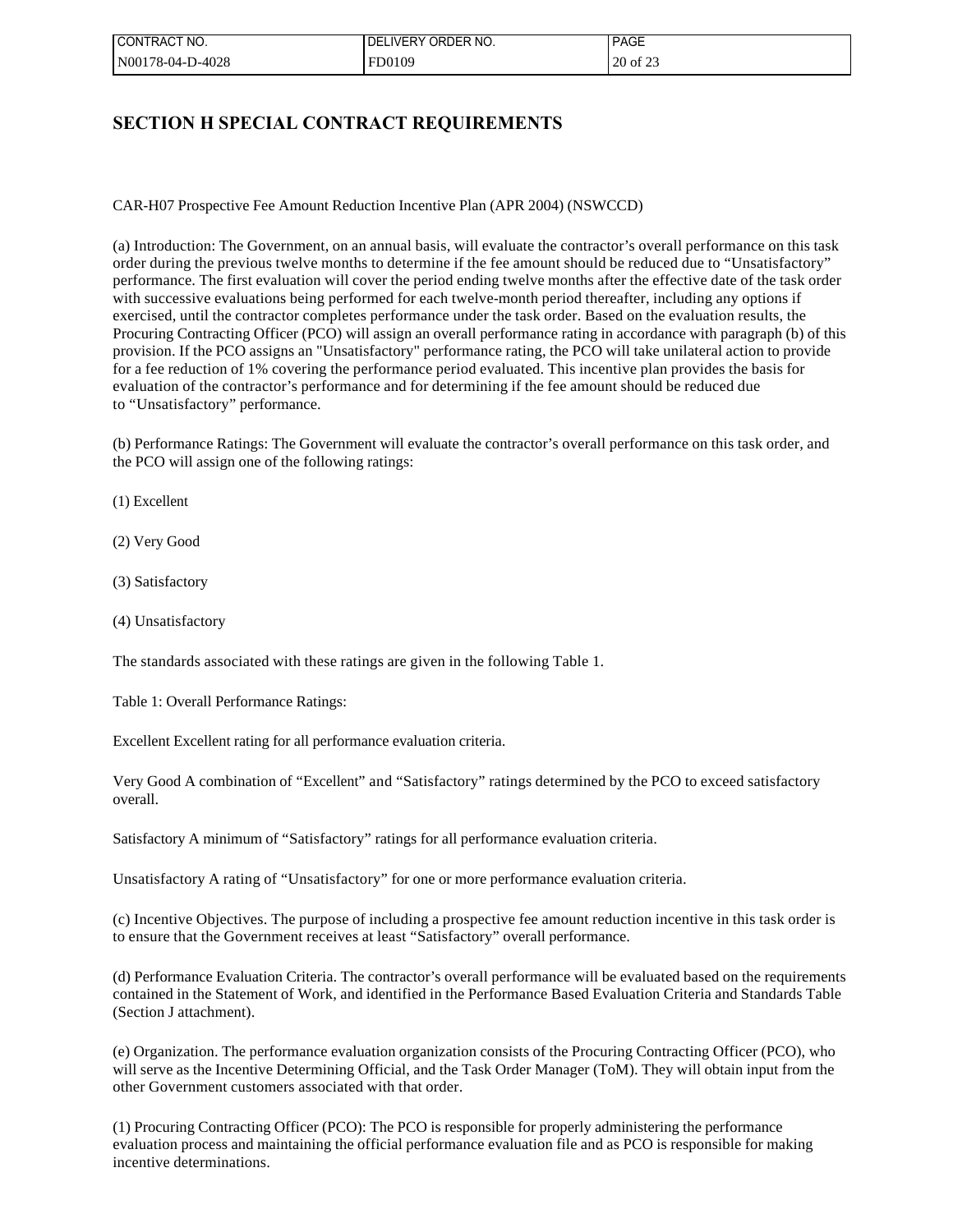## SECTION H SPECIAL CONTRACT REQUIREMENTS

CAR-H07 Prospective Fee Amount Reduction Incentive Plan (APR 2004) (NSWCCD)

(a) Introduction: The Government, on an annual basis, will evaluate the contractor's overall performance on this task order during the previous twelve months to determine if the fee amount should be reduced due to "Unsatisfactory" performance. The first evaluation will cover the period ending twelve months after the effective date of the task order with successive evaluations being performed for each twelve-month period thereafter, including any options if exercised, until the contractor completes performance under the task order. Based on the evaluation results, the Procuring Contracting Officer (PCO) will assign an overall performance rating in accordance with paragraph (b) of this provision. If the PCO assigns an "Unsatisfactory" performance rating, the PCO will take unilateral action to provide for a fee reduction of 1% covering the performance period evaluated. This incentive plan provides the basis for evaluation of the contractor's performance and for determining if the fee amount should be reduced due to "Unsatisfactory" performance.

(b) Performance Ratings: The Government will evaluate the contractor's overall performance on this task order, and the PCO will assign one of the following ratings:

(1) Excellent

(2) Very Good

(3) Satisfactory

(4) Unsatisfactory

The standards associated with these ratings are given in the following Table 1.

Table 1: Overall Performance Ratings:

Excellent Excellent rating for all performance evaluation criteria.

Very Good A combination of "Excellent" and "Satisfactory" ratings determined by the PCO to exceed satisfactory overall.

Satisfactory A minimum of "Satisfactory" ratings for all performance evaluation criteria.

Unsatisfactory A rating of "Unsatisfactory" for one or more performance evaluation criteria.

(c) Incentive Objectives. The purpose of including a prospective fee amount reduction incentive in this task order is to ensure that the Government receives at least "Satisfactory" overall performance.

(d) Performance Evaluation Criteria. The contractor's overall performance will be evaluated based on the requirements contained in the Statement of Work, and identified in the Performance Based Evaluation Criteria and Standards Table (Section J attachment).

(e) Organization. The performance evaluation organization consists of the Procuring Contracting Officer (PCO), who will serve as the Incentive Determining Official, and the Task Order Manager (ToM). They will obtain input from the other Government customers associated with that order.

(1) Procuring Contracting Officer (PCO): The PCO is responsible for properly administering the performance evaluation process and maintaining the official performance evaluation file and as PCO is responsible for making incentive determinations.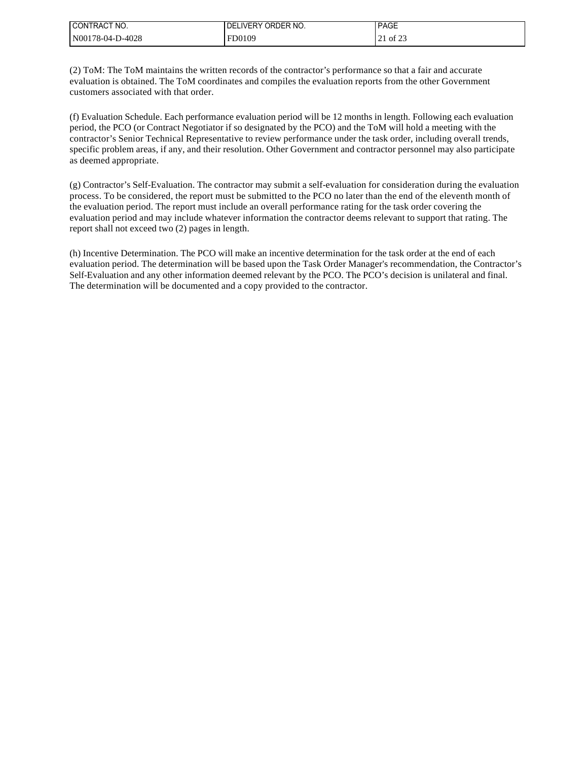(2) ToM: The ToM maintains the written records of the contractor's performance so that a fair and accurate evaluation is obtained. The ToM coordinates and compiles the evaluation reports from the other Government customers associated with that order.

(f) Evaluation Schedule. Each performance evaluation period will be 12 months in length. Following each evaluation period, the PCO (or Contract Negotiator if so designated by the PCO) and the ToM will hold a meeting with the contractor's Senior Technical Representative to review performance under the task order, including overall trends, specific problem areas, if any, and their resolution. Other Government and contractor personnel may also participate as deemed appropriate.

(g) Contractor's Self-Evaluation. The contractor may submit a self-evaluation for consideration during the evaluation process. To be considered, the report must be submitted to the PCO no later than the end of the eleventh month of the evaluation period. The report must include an overall performance rating for the task order covering the evaluation period and may include whatever information the contractor deems relevant to support that rating. The report shall not exceed two (2) pages in length.

(h) Incentive Determination. The PCO will make an incentive determination for the task order at the end of each evaluation period. The determination will be based upon the Task Order Manager's recommendation, the Contractor's Self-Evaluation and any other information deemed relevant by the PCO. The PCO's decision is unilateral and final. The determination will be documented and a copy provided to the contractor.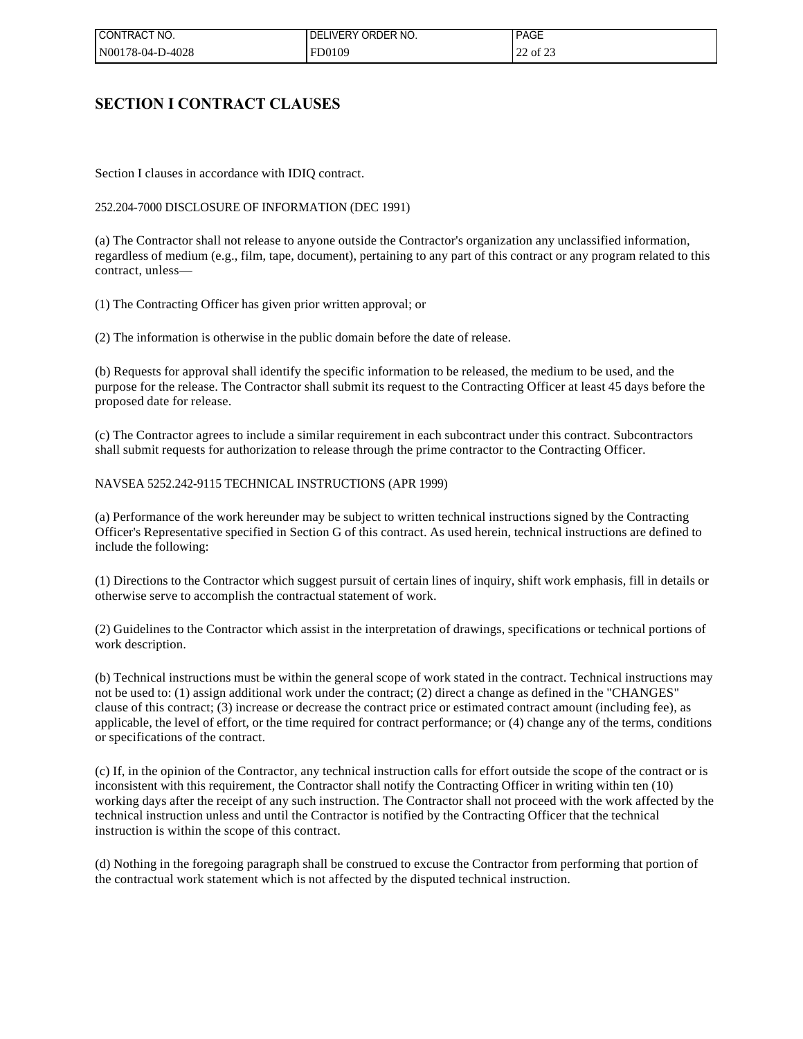# SECTION I CONTRACT CLAUSES

Section I clauses in accordance with IDIQ contract.

252.204-7000 DISCLOSURE OF INFORMATION (DEC 1991)

(a) The Contractor shall not release to anyone outside the Contractor's organization any unclassified information, regardless of medium (e.g., film, tape, document), pertaining to any part of this contract or any program related to this contract, unless—

(1) The Contracting Officer has given prior written approval; or

(2) The information is otherwise in the public domain before the date of release.

(b) Requests for approval shall identify the specific information to be released, the medium to be used, and the purpose for the release. The Contractor shall submit its request to the Contracting Officer at least 45 days before the proposed date for release.

(c) The Contractor agrees to include a similar requirement in each subcontract under this contract. Subcontractors shall submit requests for authorization to release through the prime contractor to the Contracting Officer.

NAVSEA 5252.242-9115 TECHNICAL INSTRUCTIONS (APR 1999)

(a) Performance of the work hereunder may be subject to written technical instructions signed by the Contracting Officer's Representative specified in Section G of this contract. As used herein, technical instructions are defined to include the following:

(1) Directions to the Contractor which suggest pursuit of certain lines of inquiry, shift work emphasis, fill in details or otherwise serve to accomplish the contractual statement of work.

(2) Guidelines to the Contractor which assist in the interpretation of drawings, specifications or technical portions of work description.

(b) Technical instructions must be within the general scope of work stated in the contract. Technical instructions may not be used to: (1) assign additional work under the contract; (2) direct a change as defined in the "CHANGES" clause of this contract; (3) increase or decrease the contract price or estimated contract amount (including fee), as applicable, the level of effort, or the time required for contract performance; or (4) change any of the terms, conditions or specifications of the contract.

(c) If, in the opinion of the Contractor, any technical instruction calls for effort outside the scope of the contract or is inconsistent with this requirement, the Contractor shall notify the Contracting Officer in writing within ten (10) working days after the receipt of any such instruction. The Contractor shall not proceed with the work affected by the technical instruction unless and until the Contractor is notified by the Contracting Officer that the technical instruction is within the scope of this contract.

(d) Nothing in the foregoing paragraph shall be construed to excuse the Contractor from performing that portion of the contractual work statement which is not affected by the disputed technical instruction.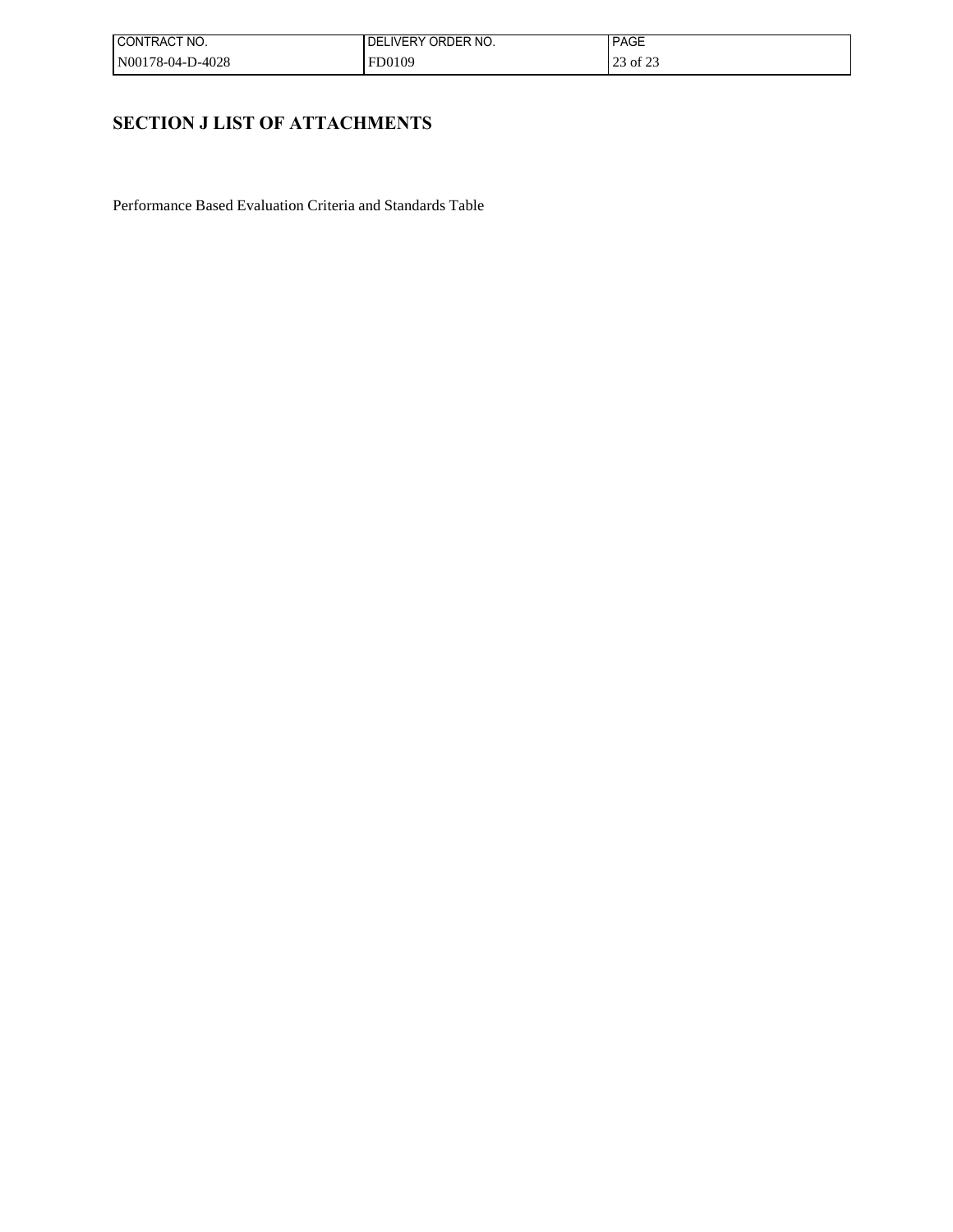## SECTION J LIST OF ATTACHMENTS

Performance Based Evaluation Criteria and Standards Table